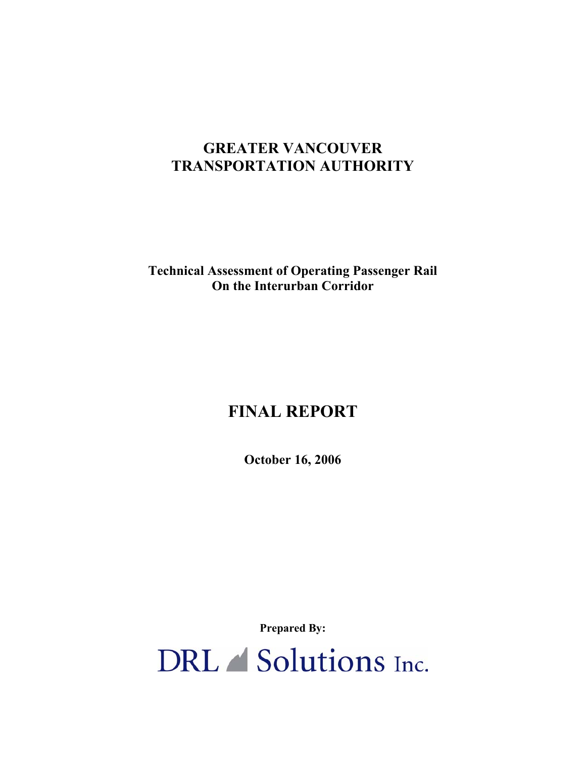# GREATER VANCOUVER TRANSPORTATION AUTHORITY

## Technical Assessment of Operating Passenger Rail On the Interurban Corridor

# FINAL REPORT

**October 16, 2006**

**Prepared By:**

DRL Solutions Inc.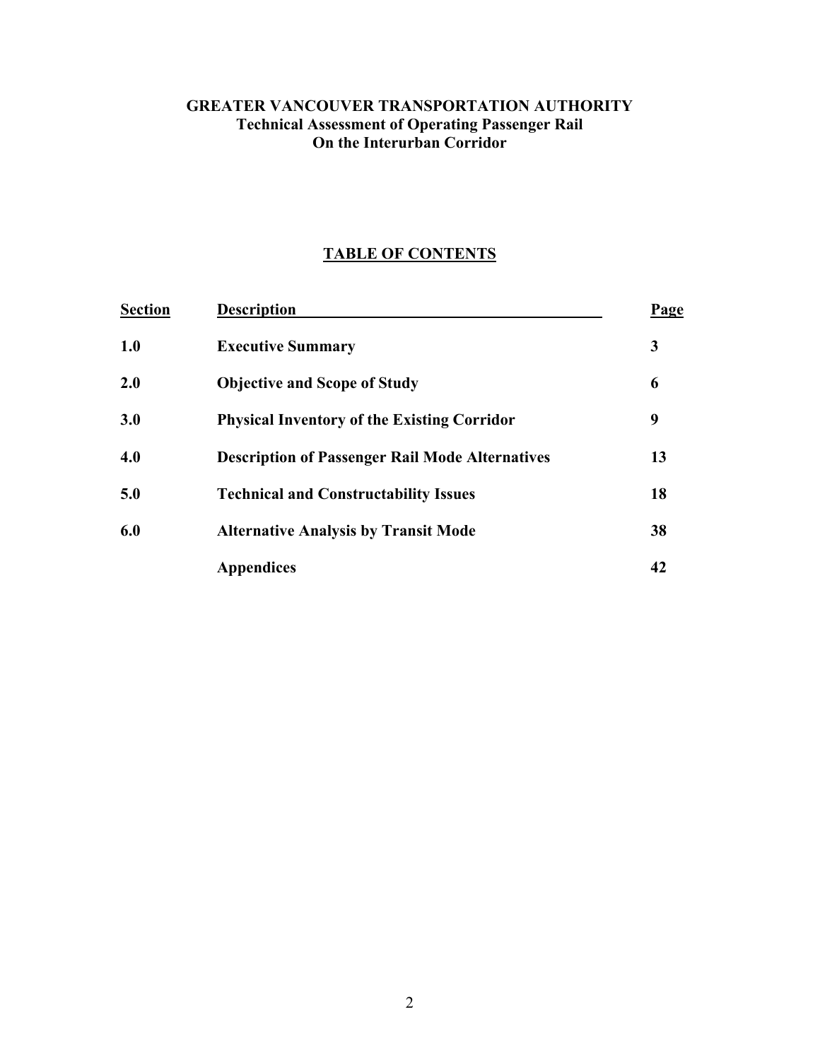**GREATER VANCOUVER TRANSPORTATION AUTHORITY**
**Technical Assessment of Operating Passenger Rail**
**On the Interurban Corridor**

## TABLE OF CONTENTS

| Section | Description | Page |
|---|---|---|
| **1.0** | **Executive Summary** | **3** |
| **2.0** | **Objective and Scope of Study** | **6** |
| **3.0** | **Physical Inventory of the Existing Corridor** | **9** |
| **4.0** | **Description of Passenger Rail Mode Alternatives** | **13** |
| **5.0** | **Technical and Constructability Issues** | **18** |
| **6.0** | **Alternative Analysis by Transit Mode** | **38** |
| | **Appendices** | **42** |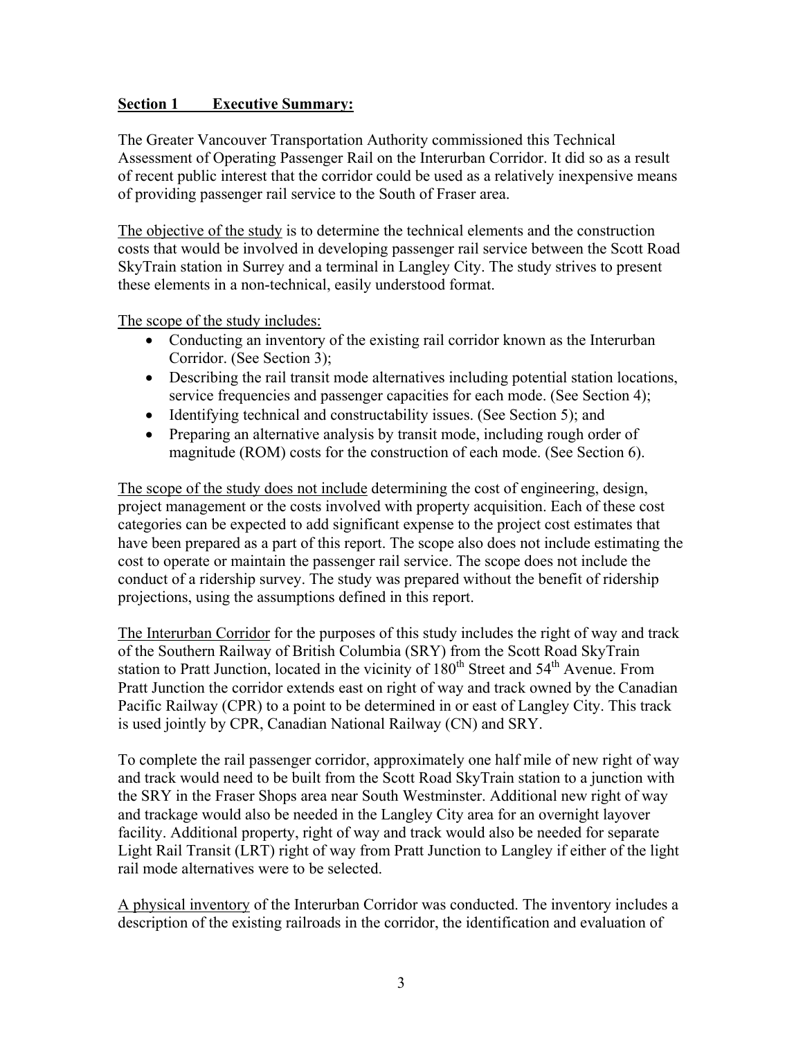## Section 1 Executive Summary:

The Greater Vancouver Transportation Authority commissioned this Technical Assessment of Operating Passenger Rail on the Interurban Corridor. It did so as a result of recent public interest that the corridor could be used as a relatively inexpensive means of providing passenger rail service to the South of Fraser area.

The objective of the study is to determine the technical elements and the construction costs that would be involved in developing passenger rail service between the Scott Road SkyTrain station in Surrey and a terminal in Langley City. The study strives to present these elements in a non-technical, easily understood format.

The scope of the study includes:

- Conducting an inventory of the existing rail corridor known as the Interurban Corridor. (See Section 3);
- Describing the rail transit mode alternatives including potential station locations, service frequencies and passenger capacities for each mode. (See Section 4);
- Identifying technical and constructability issues. (See Section 5); and
- Preparing an alternative analysis by transit mode, including rough order of magnitude (ROM) costs for the construction of each mode. (See Section 6).

The scope of the study does not include determining the cost of engineering, design, project management or the costs involved with property acquisition. Each of these cost categories can be expected to add significant expense to the project cost estimates that have been prepared as a part of this report. The scope also does not include estimating the cost to operate or maintain the passenger rail service. The scope does not include the conduct of a ridership survey. The study was prepared without the benefit of ridership projections, using the assumptions defined in this report.

The Interurban Corridor for the purposes of this study includes the right of way and track of the Southern Railway of British Columbia (SRY) from the Scott Road SkyTrain station to Pratt Junction, located in the vicinity of 180th Street and 54th Avenue. From Pratt Junction the corridor extends east on right of way and track owned by the Canadian Pacific Railway (CPR) to a point to be determined in or east of Langley City. This track is used jointly by CPR, Canadian National Railway (CN) and SRY.

To complete the rail passenger corridor, approximately one half mile of new right of way and track would need to be built from the Scott Road SkyTrain station to a junction with the SRY in the Fraser Shops area near South Westminster. Additional new right of way and trackage would also be needed in the Langley City area for an overnight layover facility. Additional property, right of way and track would also be needed for separate Light Rail Transit (LRT) right of way from Pratt Junction to Langley if either of the light rail mode alternatives were to be selected.

A physical inventory of the Interurban Corridor was conducted. The inventory includes a description of the existing railroads in the corridor, the identification and evaluation of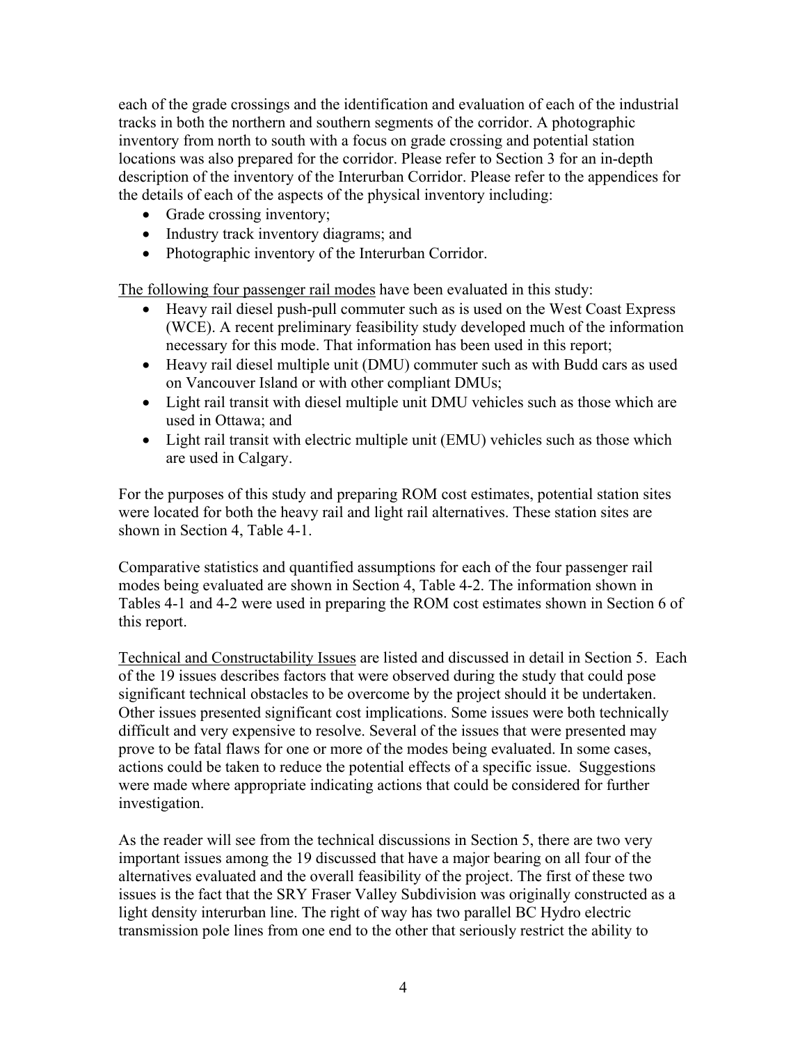each of the grade crossings and the identification and evaluation of each of the industrial tracks in both the northern and southern segments of the corridor. A photographic inventory from north to south with a focus on grade crossing and potential station locations was also prepared for the corridor. Please refer to Section 3 for an in-depth description of the inventory of the Interurban Corridor. Please refer to the appendices for the details of each of the aspects of the physical inventory including:

- Grade crossing inventory;
- Industry track inventory diagrams; and
- Photographic inventory of the Interurban Corridor.

<u>The following four passenger rail modes</u> have been evaluated in this study:

- Heavy rail diesel push-pull commuter such as is used on the West Coast Express (WCE). A recent preliminary feasibility study developed much of the information necessary for this mode. That information has been used in this report;
- Heavy rail diesel multiple unit (DMU) commuter such as with Budd cars as used on Vancouver Island or with other compliant DMUs;
- Light rail transit with diesel multiple unit DMU vehicles such as those which are used in Ottawa; and
- Light rail transit with electric multiple unit (EMU) vehicles such as those which are used in Calgary.

For the purposes of this study and preparing ROM cost estimates, potential station sites were located for both the heavy rail and light rail alternatives. These station sites are shown in Section 4, Table 4-1.

Comparative statistics and quantified assumptions for each of the four passenger rail modes being evaluated are shown in Section 4, Table 4-2. The information shown in Tables 4-1 and 4-2 were used in preparing the ROM cost estimates shown in Section 6 of this report.

<u>Technical and Constructability Issues</u> are listed and discussed in detail in Section 5. Each of the 19 issues describes factors that were observed during the study that could pose significant technical obstacles to be overcome by the project should it be undertaken. Other issues presented significant cost implications. Some issues were both technically difficult and very expensive to resolve. Several of the issues that were presented may prove to be fatal flaws for one or more of the modes being evaluated. In some cases, actions could be taken to reduce the potential effects of a specific issue. Suggestions were made where appropriate indicating actions that could be considered for further investigation.

As the reader will see from the technical discussions in Section 5, there are two very important issues among the 19 discussed that have a major bearing on all four of the alternatives evaluated and the overall feasibility of the project. The first of these two issues is the fact that the SRY Fraser Valley Subdivision was originally constructed as a light density interurban line. The right of way has two parallel BC Hydro electric transmission pole lines from one end to the other that seriously restrict the ability to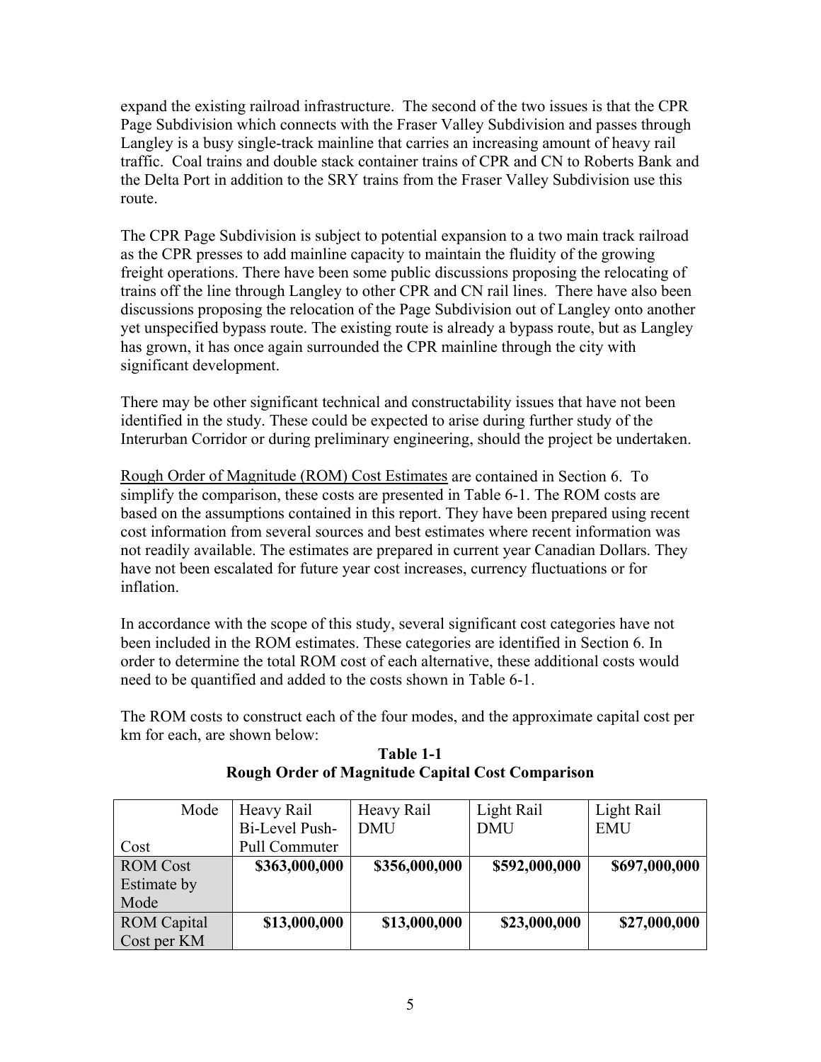expand the existing railroad infrastructure. The second of the two issues is that the CPR Page Subdivision which connects with the Fraser Valley Subdivision and passes through Langley is a busy single-track mainline that carries an increasing amount of heavy rail traffic. Coal trains and double stack container trains of CPR and CN to Roberts Bank and the Delta Port in addition to the SRY trains from the Fraser Valley Subdivision use this route.

The CPR Page Subdivision is subject to potential expansion to a two main track railroad as the CPR presses to add mainline capacity to maintain the fluidity of the growing freight operations. There have been some public discussions proposing the relocating of trains off the line through Langley to other CPR and CN rail lines. There have also been discussions proposing the relocation of the Page Subdivision out of Langley onto another yet unspecified bypass route. The existing route is already a bypass route, but as Langley has grown, it has once again surrounded the CPR mainline through the city with significant development.

There may be other significant technical and constructability issues that have not been identified in the study. These could be expected to arise during further study of the Interurban Corridor or during preliminary engineering, should the project be undertaken.

Rough Order of Magnitude (ROM) Cost Estimates are contained in Section 6. To simplify the comparison, these costs are presented in Table 6-1. The ROM costs are based on the assumptions contained in this report. They have been prepared using recent cost information from several sources and best estimates where recent information was not readily available. The estimates are prepared in current year Canadian Dollars. They have not been escalated for future year cost increases, currency fluctuations or for inflation.

In accordance with the scope of this study, several significant cost categories have not been included in the ROM estimates. These categories are identified in Section 6. In order to determine the total ROM cost of each alternative, these additional costs would need to be quantified and added to the costs shown in Table 6-1.

The ROM costs to construct each of the four modes, and the approximate capital cost per km for each, are shown below:

**Table 1-1**
**Rough Order of Magnitude Capital Cost Comparison**

| Mode / Cost | Heavy Rail Bi-Level Push-Pull Commuter | Heavy Rail DMU | Light Rail DMU | Light Rail EMU |
|---|---|---|---|---|
| ROM Cost Estimate by Mode | **$363,000,000** | **$356,000,000** | **$592,000,000** | **$697,000,000** |
| ROM Capital Cost per KM | **$13,000,000** | **$13,000,000** | **$23,000,000** | **$27,000,000** |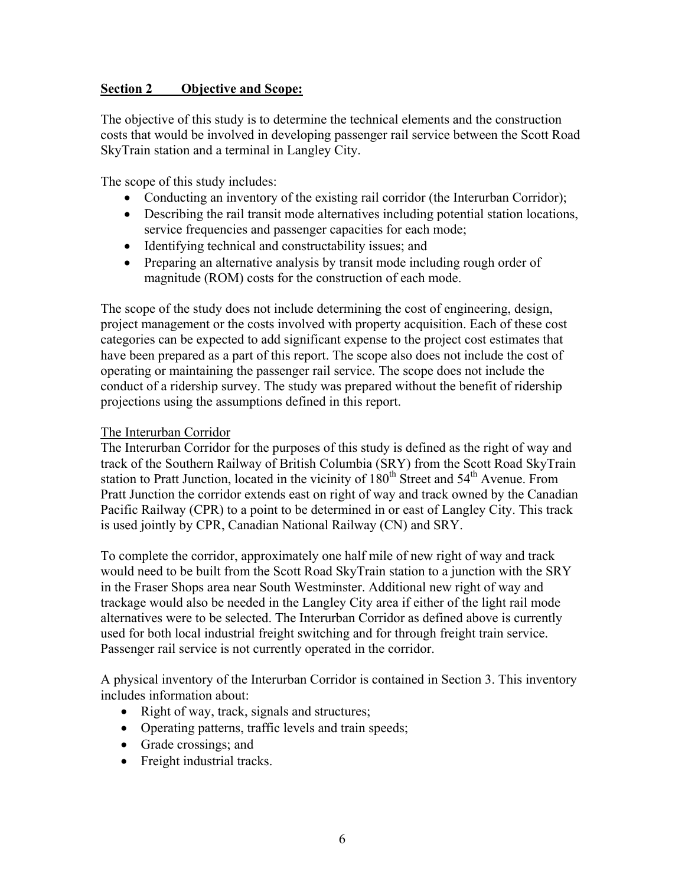## Section 2 Objective and Scope:

The objective of this study is to determine the technical elements and the construction costs that would be involved in developing passenger rail service between the Scott Road SkyTrain station and a terminal in Langley City.

The scope of this study includes:

- Conducting an inventory of the existing rail corridor (the Interurban Corridor);
- Describing the rail transit mode alternatives including potential station locations, service frequencies and passenger capacities for each mode;
- Identifying technical and constructability issues; and
- Preparing an alternative analysis by transit mode including rough order of magnitude (ROM) costs for the construction of each mode.

The scope of the study does not include determining the cost of engineering, design, project management or the costs involved with property acquisition. Each of these cost categories can be expected to add significant expense to the project cost estimates that have been prepared as a part of this report. The scope also does not include the cost of operating or maintaining the passenger rail service. The scope does not include the conduct of a ridership survey. The study was prepared without the benefit of ridership projections using the assumptions defined in this report.

### The Interurban Corridor

The Interurban Corridor for the purposes of this study is defined as the right of way and track of the Southern Railway of British Columbia (SRY) from the Scott Road SkyTrain station to Pratt Junction, located in the vicinity of 180th Street and 54th Avenue. From Pratt Junction the corridor extends east on right of way and track owned by the Canadian Pacific Railway (CPR) to a point to be determined in or east of Langley City. This track is used jointly by CPR, Canadian National Railway (CN) and SRY.

To complete the corridor, approximately one half mile of new right of way and track would need to be built from the Scott Road SkyTrain station to a junction with the SRY in the Fraser Shops area near South Westminster. Additional new right of way and trackage would also be needed in the Langley City area if either of the light rail mode alternatives were to be selected. The Interurban Corridor as defined above is currently used for both local industrial freight switching and for through freight train service. Passenger rail service is not currently operated in the corridor.

A physical inventory of the Interurban Corridor is contained in Section 3. This inventory includes information about:

- Right of way, track, signals and structures;
- Operating patterns, traffic levels and train speeds;
- Grade crossings; and
- Freight industrial tracks.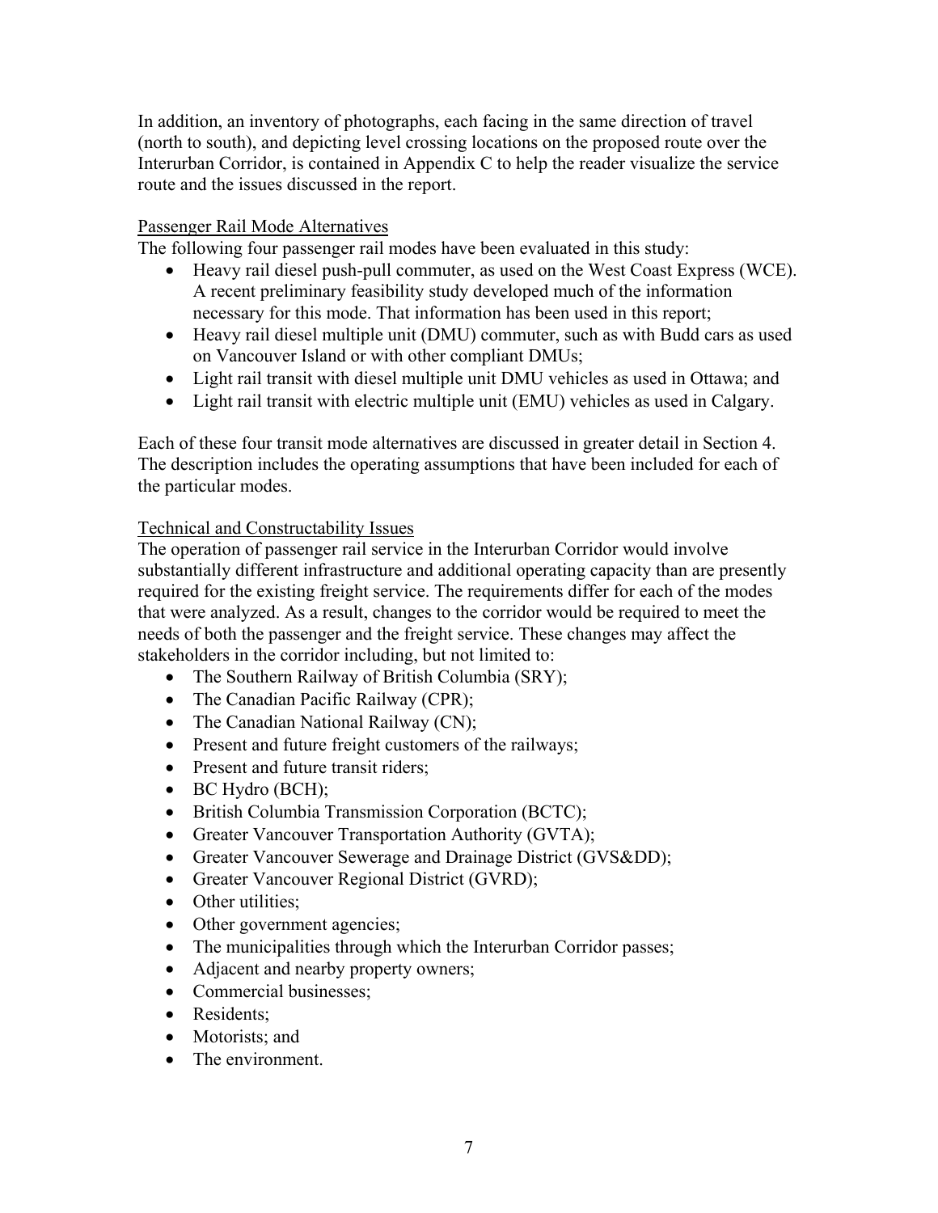In addition, an inventory of photographs, each facing in the same direction of travel (north to south), and depicting level crossing locations on the proposed route over the Interurban Corridor, is contained in Appendix C to help the reader visualize the service route and the issues discussed in the report.

Passenger Rail Mode Alternatives

The following four passenger rail modes have been evaluated in this study:

- Heavy rail diesel push-pull commuter, as used on the West Coast Express (WCE). A recent preliminary feasibility study developed much of the information necessary for this mode. That information has been used in this report;
- Heavy rail diesel multiple unit (DMU) commuter, such as with Budd cars as used on Vancouver Island or with other compliant DMUs;
- Light rail transit with diesel multiple unit DMU vehicles as used in Ottawa; and
- Light rail transit with electric multiple unit (EMU) vehicles as used in Calgary.

Each of these four transit mode alternatives are discussed in greater detail in Section 4. The description includes the operating assumptions that have been included for each of the particular modes.

Technical and Constructability Issues

The operation of passenger rail service in the Interurban Corridor would involve substantially different infrastructure and additional operating capacity than are presently required for the existing freight service. The requirements differ for each of the modes that were analyzed. As a result, changes to the corridor would be required to meet the needs of both the passenger and the freight service. These changes may affect the stakeholders in the corridor including, but not limited to:

- The Southern Railway of British Columbia (SRY);
- The Canadian Pacific Railway (CPR);
- The Canadian National Railway (CN);
- Present and future freight customers of the railways;
- Present and future transit riders;
- BC Hydro (BCH);
- British Columbia Transmission Corporation (BCTC);
- Greater Vancouver Transportation Authority (GVTA);
- Greater Vancouver Sewerage and Drainage District (GVS&DD);
- Greater Vancouver Regional District (GVRD);
- Other utilities;
- Other government agencies;
- The municipalities through which the Interurban Corridor passes;
- Adjacent and nearby property owners;
- Commercial businesses;
- Residents;
- Motorists; and
- The environment.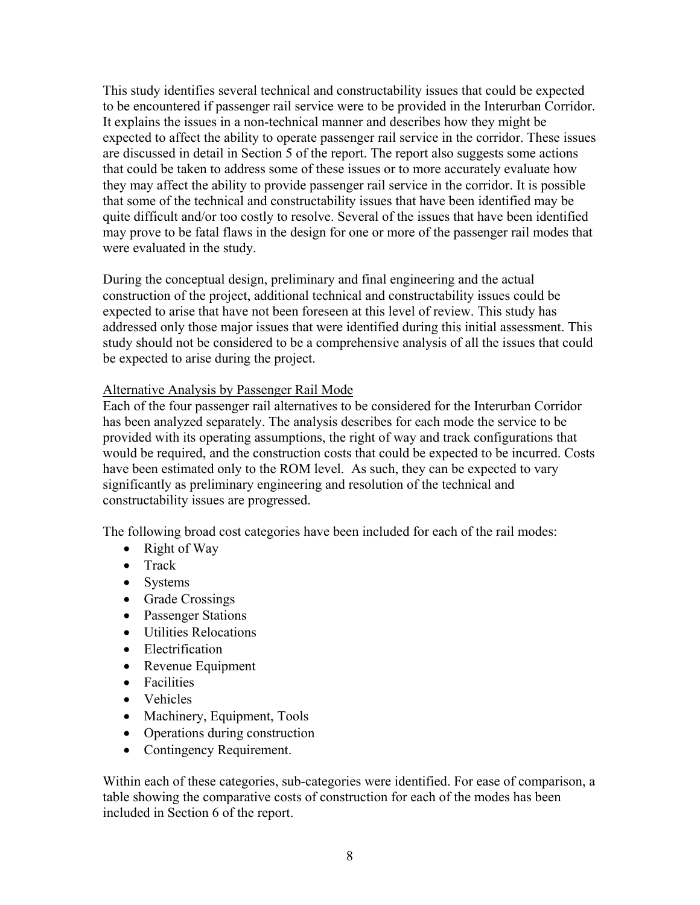This study identifies several technical and constructability issues that could be expected to be encountered if passenger rail service were to be provided in the Interurban Corridor. It explains the issues in a non-technical manner and describes how they might be expected to affect the ability to operate passenger rail service in the corridor. These issues are discussed in detail in Section 5 of the report. The report also suggests some actions that could be taken to address some of these issues or to more accurately evaluate how they may affect the ability to provide passenger rail service in the corridor. It is possible that some of the technical and constructability issues that have been identified may be quite difficult and/or too costly to resolve. Several of the issues that have been identified may prove to be fatal flaws in the design for one or more of the passenger rail modes that were evaluated in the study.

During the conceptual design, preliminary and final engineering and the actual construction of the project, additional technical and constructability issues could be expected to arise that have not been foreseen at this level of review. This study has addressed only those major issues that were identified during this initial assessment. This study should not be considered to be a comprehensive analysis of all the issues that could be expected to arise during the project.

Alternative Analysis by Passenger Rail Mode

Each of the four passenger rail alternatives to be considered for the Interurban Corridor has been analyzed separately. The analysis describes for each mode the service to be provided with its operating assumptions, the right of way and track configurations that would be required, and the construction costs that could be expected to be incurred. Costs have been estimated only to the ROM level. As such, they can be expected to vary significantly as preliminary engineering and resolution of the technical and constructability issues are progressed.

The following broad cost categories have been included for each of the rail modes:

- Right of Way
- Track
- Systems
- Grade Crossings
- Passenger Stations
- Utilities Relocations
- Electrification
- Revenue Equipment
- Facilities
- Vehicles
- Machinery, Equipment, Tools
- Operations during construction
- Contingency Requirement.

Within each of these categories, sub-categories were identified. For ease of comparison, a table showing the comparative costs of construction for each of the modes has been included in Section 6 of the report.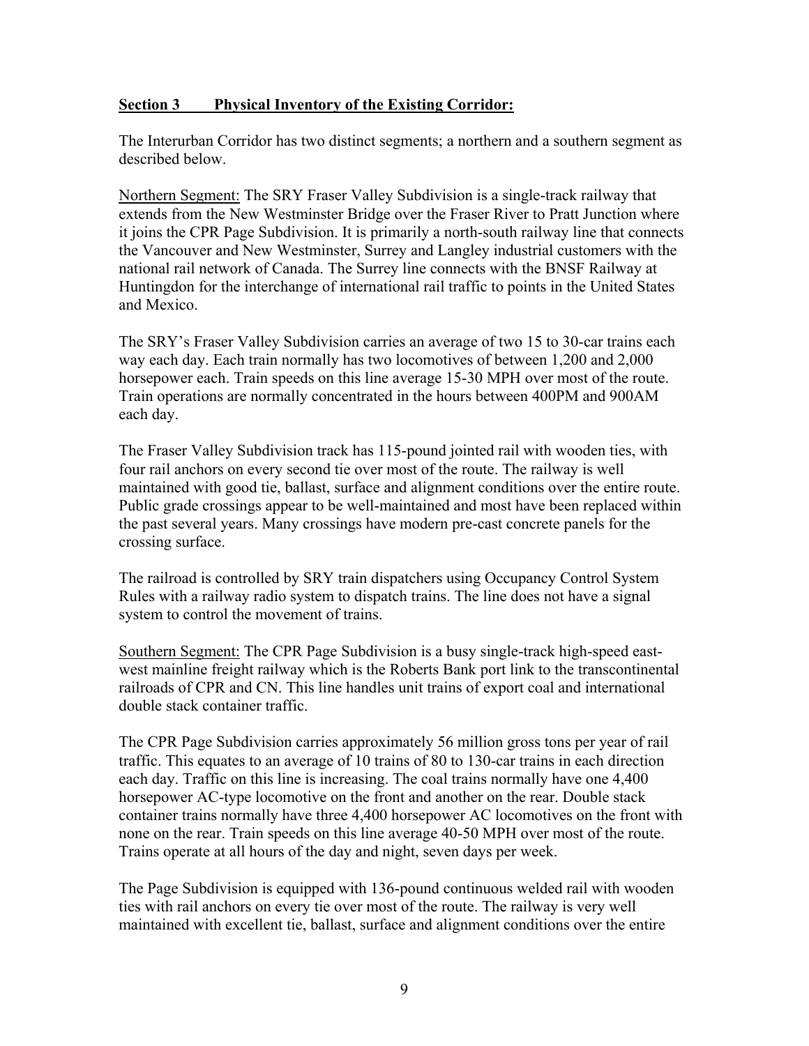## Section 3 Physical Inventory of the Existing Corridor:

The Interurban Corridor has two distinct segments; a northern and a southern segment as described below.

Northern Segment: The SRY Fraser Valley Subdivision is a single-track railway that extends from the New Westminster Bridge over the Fraser River to Pratt Junction where it joins the CPR Page Subdivision. It is primarily a north-south railway line that connects the Vancouver and New Westminster, Surrey and Langley industrial customers with the national rail network of Canada. The Surrey line connects with the BNSF Railway at Huntingdon for the interchange of international rail traffic to points in the United States and Mexico.

The SRY's Fraser Valley Subdivision carries an average of two 15 to 30-car trains each way each day. Each train normally has two locomotives of between 1,200 and 2,000 horsepower each. Train speeds on this line average 15-30 MPH over most of the route. Train operations are normally concentrated in the hours between 400PM and 900AM each day.

The Fraser Valley Subdivision track has 115-pound jointed rail with wooden ties, with four rail anchors on every second tie over most of the route. The railway is well maintained with good tie, ballast, surface and alignment conditions over the entire route. Public grade crossings appear to be well-maintained and most have been replaced within the past several years. Many crossings have modern pre-cast concrete panels for the crossing surface.

The railroad is controlled by SRY train dispatchers using Occupancy Control System Rules with a railway radio system to dispatch trains. The line does not have a signal system to control the movement of trains.

Southern Segment: The CPR Page Subdivision is a busy single-track high-speed east-west mainline freight railway which is the Roberts Bank port link to the transcontinental railroads of CPR and CN. This line handles unit trains of export coal and international double stack container traffic.

The CPR Page Subdivision carries approximately 56 million gross tons per year of rail traffic. This equates to an average of 10 trains of 80 to 130-car trains in each direction each day. Traffic on this line is increasing. The coal trains normally have one 4,400 horsepower AC-type locomotive on the front and another on the rear. Double stack container trains normally have three 4,400 horsepower AC locomotives on the front with none on the rear. Train speeds on this line average 40-50 MPH over most of the route. Trains operate at all hours of the day and night, seven days per week.

The Page Subdivision is equipped with 136-pound continuous welded rail with wooden ties with rail anchors on every tie over most of the route. The railway is very well maintained with excellent tie, ballast, surface and alignment conditions over the entire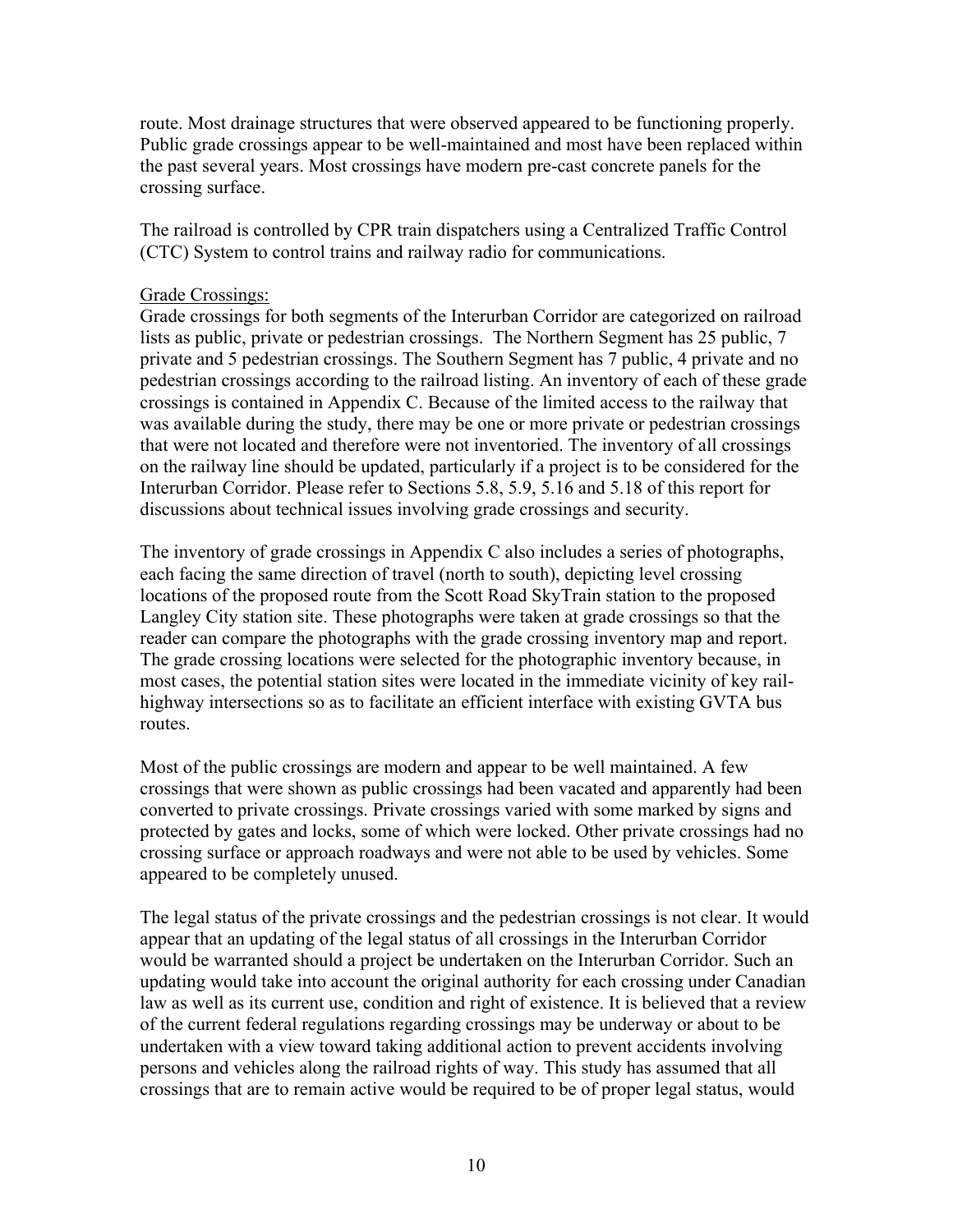route. Most drainage structures that were observed appeared to be functioning properly. Public grade crossings appear to be well-maintained and most have been replaced within the past several years. Most crossings have modern pre-cast concrete panels for the crossing surface.

The railroad is controlled by CPR train dispatchers using a Centralized Traffic Control (CTC) System to control trains and railway radio for communications.

<u>Grade Crossings:</u>

Grade crossings for both segments of the Interurban Corridor are categorized on railroad lists as public, private or pedestrian crossings. The Northern Segment has 25 public, 7 private and 5 pedestrian crossings. The Southern Segment has 7 public, 4 private and no pedestrian crossings according to the railroad listing. An inventory of each of these grade crossings is contained in Appendix C. Because of the limited access to the railway that was available during the study, there may be one or more private or pedestrian crossings that were not located and therefore were not inventoried. The inventory of all crossings on the railway line should be updated, particularly if a project is to be considered for the Interurban Corridor. Please refer to Sections 5.8, 5.9, 5.16 and 5.18 of this report for discussions about technical issues involving grade crossings and security.

The inventory of grade crossings in Appendix C also includes a series of photographs, each facing the same direction of travel (north to south), depicting level crossing locations of the proposed route from the Scott Road SkyTrain station to the proposed Langley City station site. These photographs were taken at grade crossings so that the reader can compare the photographs with the grade crossing inventory map and report. The grade crossing locations were selected for the photographic inventory because, in most cases, the potential station sites were located in the immediate vicinity of key rail-highway intersections so as to facilitate an efficient interface with existing GVTA bus routes.

Most of the public crossings are modern and appear to be well maintained. A few crossings that were shown as public crossings had been vacated and apparently had been converted to private crossings. Private crossings varied with some marked by signs and protected by gates and locks, some of which were locked. Other private crossings had no crossing surface or approach roadways and were not able to be used by vehicles. Some appeared to be completely unused.

The legal status of the private crossings and the pedestrian crossings is not clear. It would appear that an updating of the legal status of all crossings in the Interurban Corridor would be warranted should a project be undertaken on the Interurban Corridor. Such an updating would take into account the original authority for each crossing under Canadian law as well as its current use, condition and right of existence. It is believed that a review of the current federal regulations regarding crossings may be underway or about to be undertaken with a view toward taking additional action to prevent accidents involving persons and vehicles along the railroad rights of way. This study has assumed that all crossings that are to remain active would be required to be of proper legal status, would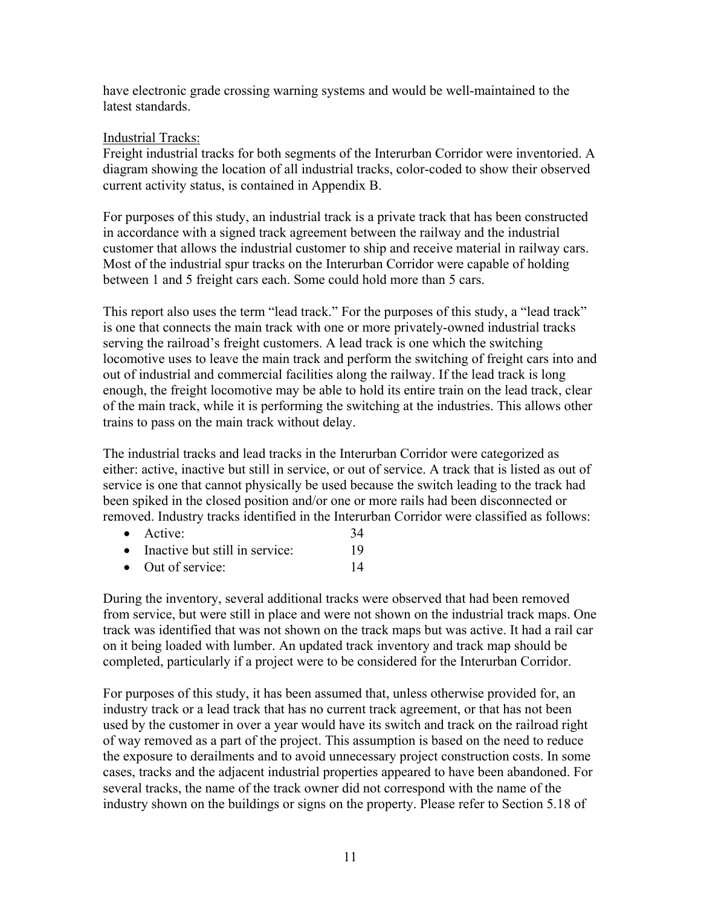have electronic grade crossing warning systems and would be well-maintained to the latest standards.

Industrial Tracks:

Freight industrial tracks for both segments of the Interurban Corridor were inventoried. A diagram showing the location of all industrial tracks, color-coded to show their observed current activity status, is contained in Appendix B.

For purposes of this study, an industrial track is a private track that has been constructed in accordance with a signed track agreement between the railway and the industrial customer that allows the industrial customer to ship and receive material in railway cars. Most of the industrial spur tracks on the Interurban Corridor were capable of holding between 1 and 5 freight cars each. Some could hold more than 5 cars.

This report also uses the term "lead track." For the purposes of this study, a "lead track" is one that connects the main track with one or more privately-owned industrial tracks serving the railroad's freight customers. A lead track is one which the switching locomotive uses to leave the main track and perform the switching of freight cars into and out of industrial and commercial facilities along the railway. If the lead track is long enough, the freight locomotive may be able to hold its entire train on the lead track, clear of the main track, while it is performing the switching at the industries. This allows other trains to pass on the main track without delay.

The industrial tracks and lead tracks in the Interurban Corridor were categorized as either: active, inactive but still in service, or out of service. A track that is listed as out of service is one that cannot physically be used because the switch leading to the track had been spiked in the closed position and/or one or more rails had been disconnected or removed. Industry tracks identified in the Interurban Corridor were classified as follows:

- Active: 34
- Inactive but still in service: 19
- Out of service: 14

During the inventory, several additional tracks were observed that had been removed from service, but were still in place and were not shown on the industrial track maps. One track was identified that was not shown on the track maps but was active. It had a rail car on it being loaded with lumber. An updated track inventory and track map should be completed, particularly if a project were to be considered for the Interurban Corridor.

For purposes of this study, it has been assumed that, unless otherwise provided for, an industry track or a lead track that has no current track agreement, or that has not been used by the customer in over a year would have its switch and track on the railroad right of way removed as a part of the project. This assumption is based on the need to reduce the exposure to derailments and to avoid unnecessary project construction costs. In some cases, tracks and the adjacent industrial properties appeared to have been abandoned. For several tracks, the name of the track owner did not correspond with the name of the industry shown on the buildings or signs on the property. Please refer to Section 5.18 of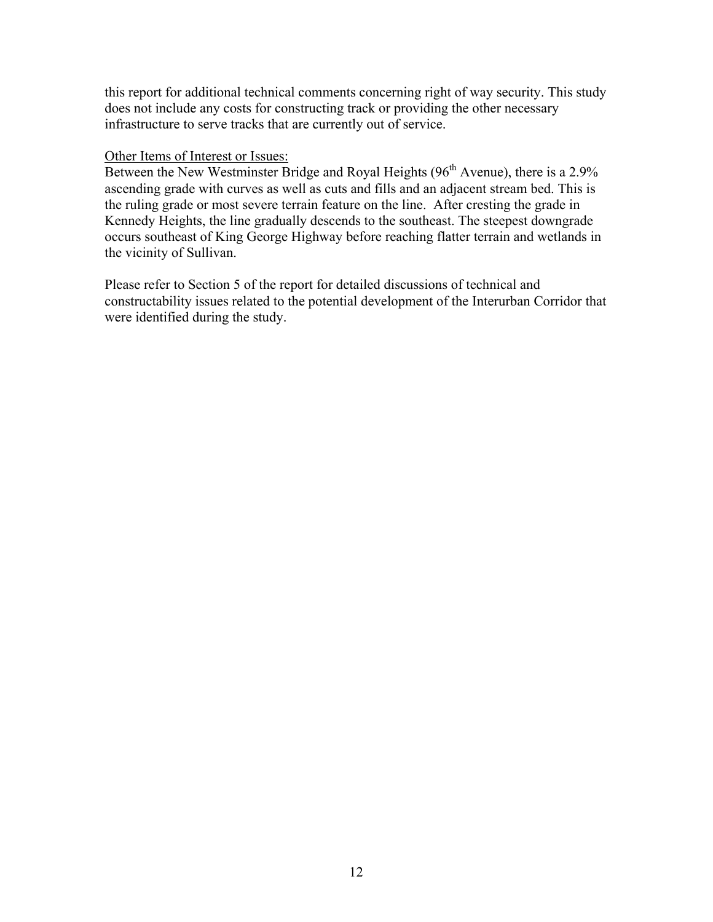this report for additional technical comments concerning right of way security. This study does not include any costs for constructing track or providing the other necessary infrastructure to serve tracks that are currently out of service.

<u>Other Items of Interest or Issues:</u>

Between the New Westminster Bridge and Royal Heights (96$^{th}$ Avenue), there is a 2.9% ascending grade with curves as well as cuts and fills and an adjacent stream bed. This is the ruling grade or most severe terrain feature on the line. After cresting the grade in Kennedy Heights, the line gradually descends to the southeast. The steepest downgrade occurs southeast of King George Highway before reaching flatter terrain and wetlands in the vicinity of Sullivan.

Please refer to Section 5 of the report for detailed discussions of technical and constructability issues related to the potential development of the Interurban Corridor that were identified during the study.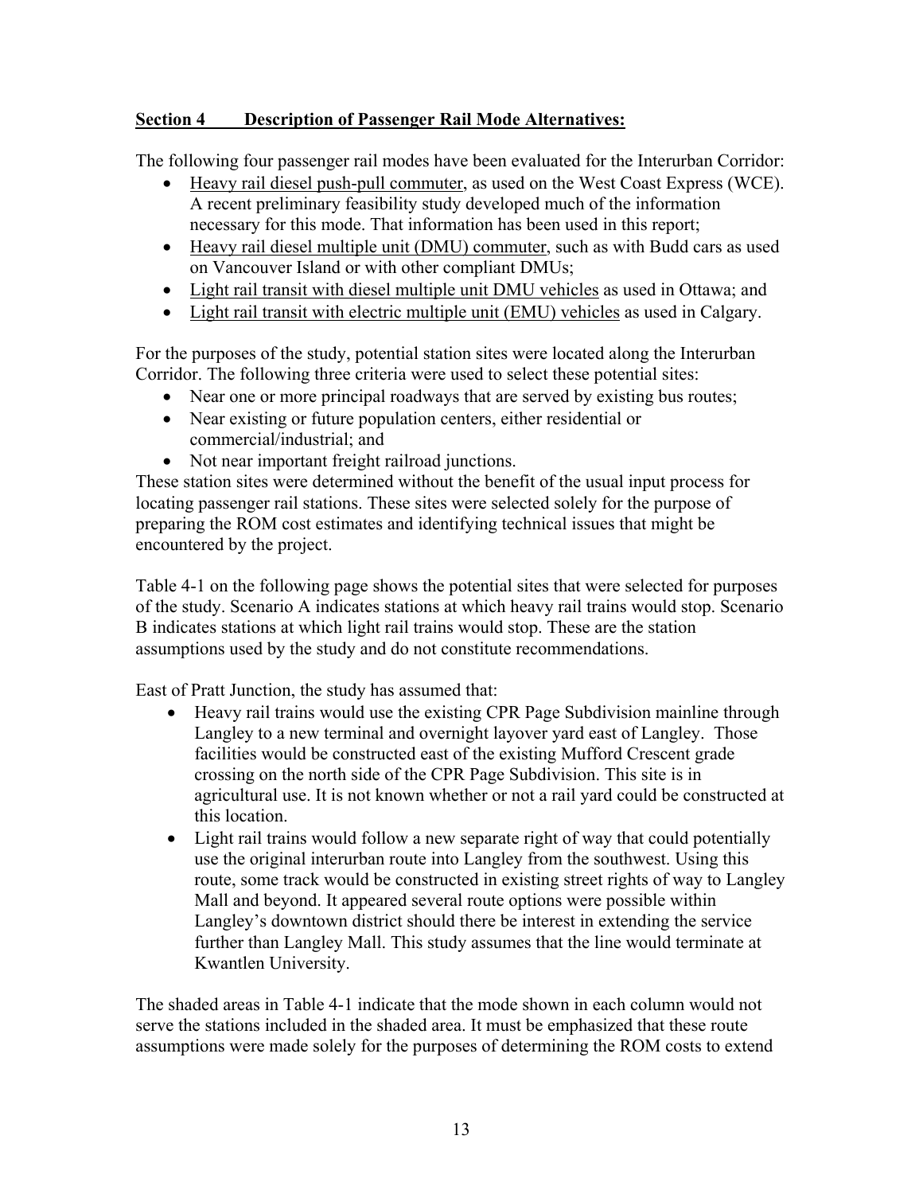## Section 4 Description of Passenger Rail Mode Alternatives:

The following four passenger rail modes have been evaluated for the Interurban Corridor:

- Heavy rail diesel push-pull commuter, as used on the West Coast Express (WCE). A recent preliminary feasibility study developed much of the information necessary for this mode. That information has been used in this report;
- Heavy rail diesel multiple unit (DMU) commuter, such as with Budd cars as used on Vancouver Island or with other compliant DMUs;
- Light rail transit with diesel multiple unit DMU vehicles as used in Ottawa; and
- Light rail transit with electric multiple unit (EMU) vehicles as used in Calgary.

For the purposes of the study, potential station sites were located along the Interurban Corridor. The following three criteria were used to select these potential sites:

- Near one or more principal roadways that are served by existing bus routes;
- Near existing or future population centers, either residential or commercial/industrial; and
- Not near important freight railroad junctions.

These station sites were determined without the benefit of the usual input process for locating passenger rail stations. These sites were selected solely for the purpose of preparing the ROM cost estimates and identifying technical issues that might be encountered by the project.

Table 4-1 on the following page shows the potential sites that were selected for purposes of the study. Scenario A indicates stations at which heavy rail trains would stop. Scenario B indicates stations at which light rail trains would stop. These are the station assumptions used by the study and do not constitute recommendations.

East of Pratt Junction, the study has assumed that:

- Heavy rail trains would use the existing CPR Page Subdivision mainline through Langley to a new terminal and overnight layover yard east of Langley. Those facilities would be constructed east of the existing Mufford Crescent grade crossing on the north side of the CPR Page Subdivision. This site is in agricultural use. It is not known whether or not a rail yard could be constructed at this location.
- Light rail trains would follow a new separate right of way that could potentially use the original interurban route into Langley from the southwest. Using this route, some track would be constructed in existing street rights of way to Langley Mall and beyond. It appeared several route options were possible within Langley's downtown district should there be interest in extending the service further than Langley Mall. This study assumes that the line would terminate at Kwantlen University.

The shaded areas in Table 4-1 indicate that the mode shown in each column would not serve the stations included in the shaded area. It must be emphasized that these route assumptions were made solely for the purposes of determining the ROM costs to extend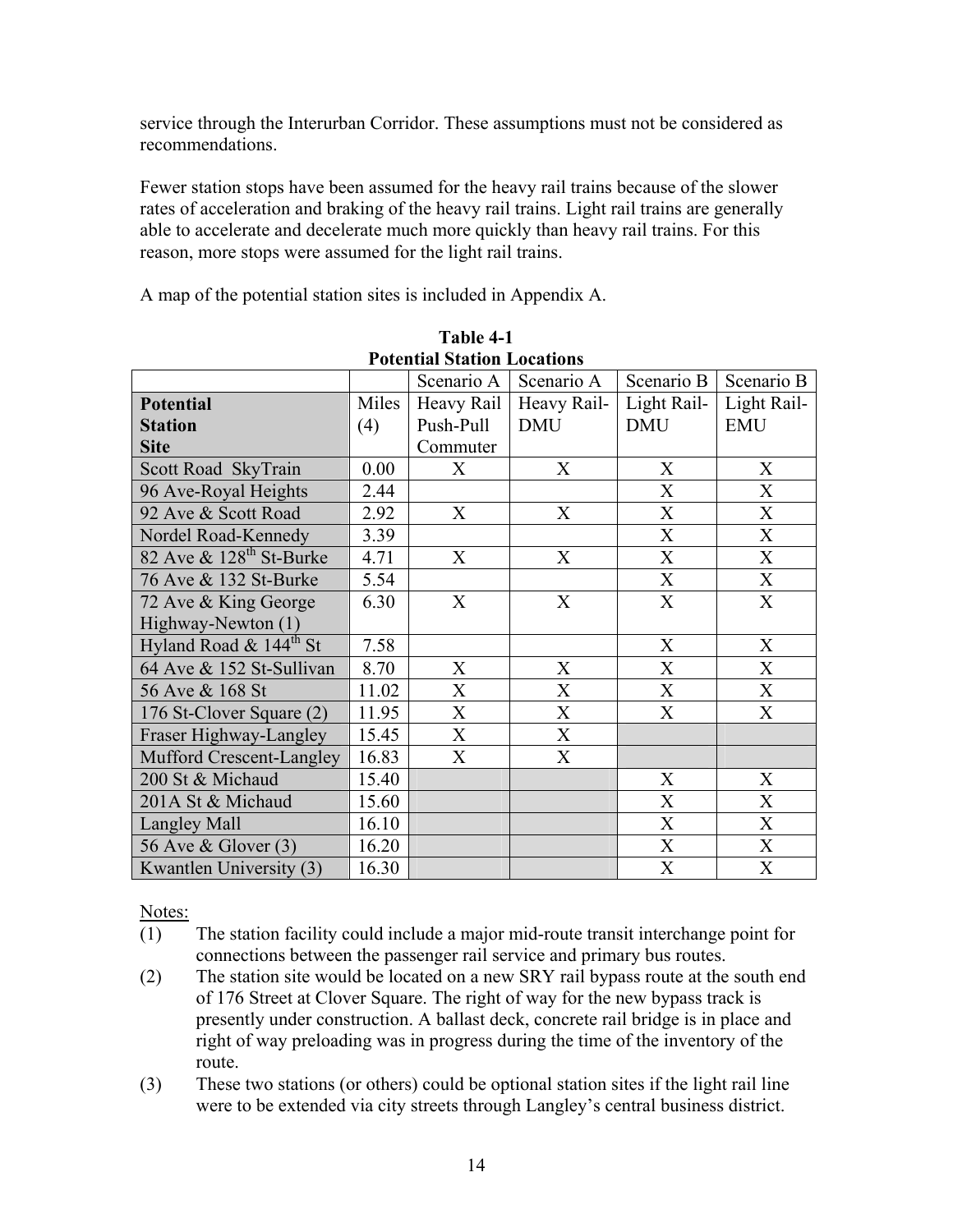service through the Interurban Corridor. These assumptions must not be considered as recommendations.

Fewer station stops have been assumed for the heavy rail trains because of the slower rates of acceleration and braking of the heavy rail trains. Light rail trains are generally able to accelerate and decelerate much more quickly than heavy rail trains. For this reason, more stops were assumed for the light rail trains.

A map of the potential station sites is included in Appendix A.

**Table 4-1**
**Potential Station Locations**

| | | Scenario A | Scenario A | Scenario B | Scenario B |
|---|---|---|---|---|---|
| **Potential Station Site** | Miles (4) | Heavy Rail Push-Pull Commuter | Heavy Rail-DMU | Light Rail-DMU | Light Rail-EMU |
| Scott Road SkyTrain | 0.00 | X | X | X | X |
| 96 Ave-Royal Heights | 2.44 | | | X | X |
| 92 Ave & Scott Road | 2.92 | X | X | X | X |
| Nordel Road-Kennedy | 3.39 | | | X | X |
| 82 Ave & 128th St-Burke | 4.71 | X | X | X | X |
| 76 Ave & 132 St-Burke | 5.54 | | | X | X |
| 72 Ave & King George Highway-Newton (1) | 6.30 | X | X | X | X |
| Hyland Road & 144th St | 7.58 | | | X | X |
| 64 Ave & 152 St-Sullivan | 8.70 | X | X | X | X |
| 56 Ave & 168 St | 11.02 | X | X | X | X |
| 176 St-Clover Square (2) | 11.95 | X | X | X | X |
| Fraser Highway-Langley | 15.45 | X | X | | |
| Mufford Crescent-Langley | 16.83 | X | X | | |
| 200 St & Michaud | 15.40 | | | X | X |
| 201A St & Michaud | 15.60 | | | X | X |
| Langley Mall | 16.10 | | | X | X |
| 56 Ave & Glover (3) | 16.20 | | | X | X |
| Kwantlen University (3) | 16.30 | | | X | X |

Notes:

(1) The station facility could include a major mid-route transit interchange point for connections between the passenger rail service and primary bus routes.

(2) The station site would be located on a new SRY rail bypass route at the south end of 176 Street at Clover Square. The right of way for the new bypass track is presently under construction. A ballast deck, concrete rail bridge is in place and right of way preloading was in progress during the time of the inventory of the route.

(3) These two stations (or others) could be optional station sites if the light rail line were to be extended via city streets through Langley's central business district.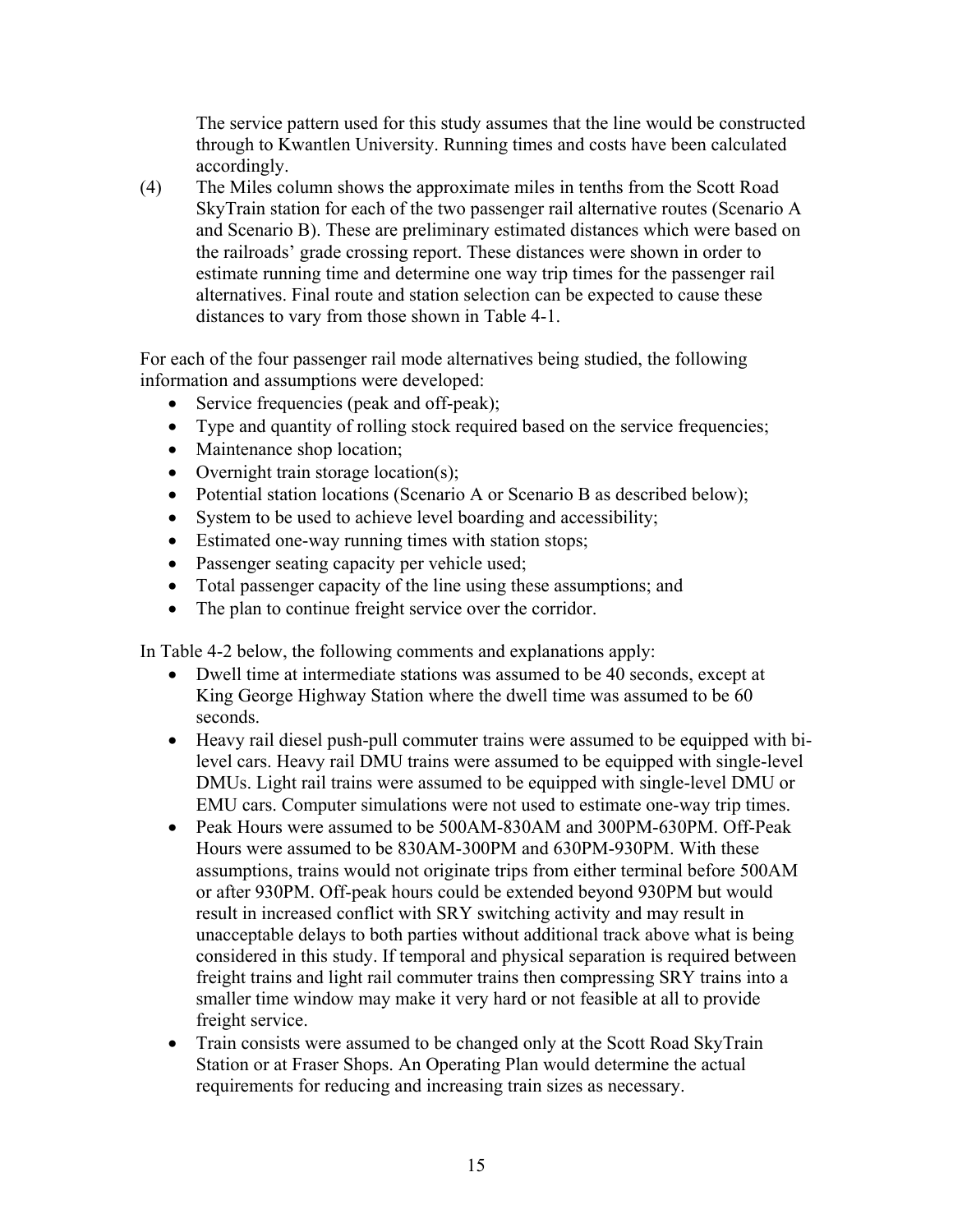The service pattern used for this study assumes that the line would be constructed through to Kwantlen University. Running times and costs have been calculated accordingly.

(4) The Miles column shows the approximate miles in tenths from the Scott Road SkyTrain station for each of the two passenger rail alternative routes (Scenario A and Scenario B). These are preliminary estimated distances which were based on the railroads' grade crossing report. These distances were shown in order to estimate running time and determine one way trip times for the passenger rail alternatives. Final route and station selection can be expected to cause these distances to vary from those shown in Table 4-1.

For each of the four passenger rail mode alternatives being studied, the following information and assumptions were developed:

- Service frequencies (peak and off-peak);
- Type and quantity of rolling stock required based on the service frequencies;
- Maintenance shop location;
- Overnight train storage location(s);
- Potential station locations (Scenario A or Scenario B as described below);
- System to be used to achieve level boarding and accessibility;
- Estimated one-way running times with station stops;
- Passenger seating capacity per vehicle used;
- Total passenger capacity of the line using these assumptions; and
- The plan to continue freight service over the corridor.

In Table 4-2 below, the following comments and explanations apply:

- Dwell time at intermediate stations was assumed to be 40 seconds, except at King George Highway Station where the dwell time was assumed to be 60 seconds.
- Heavy rail diesel push-pull commuter trains were assumed to be equipped with bi-level cars. Heavy rail DMU trains were assumed to be equipped with single-level DMUs. Light rail trains were assumed to be equipped with single-level DMU or EMU cars. Computer simulations were not used to estimate one-way trip times.
- Peak Hours were assumed to be 500AM-830AM and 300PM-630PM. Off-Peak Hours were assumed to be 830AM-300PM and 630PM-930PM. With these assumptions, trains would not originate trips from either terminal before 500AM or after 930PM. Off-peak hours could be extended beyond 930PM but would result in increased conflict with SRY switching activity and may result in unacceptable delays to both parties without additional track above what is being considered in this study. If temporal and physical separation is required between freight trains and light rail commuter trains then compressing SRY trains into a smaller time window may make it very hard or not feasible at all to provide freight service.
- Train consists were assumed to be changed only at the Scott Road SkyTrain Station or at Fraser Shops. An Operating Plan would determine the actual requirements for reducing and increasing train sizes as necessary.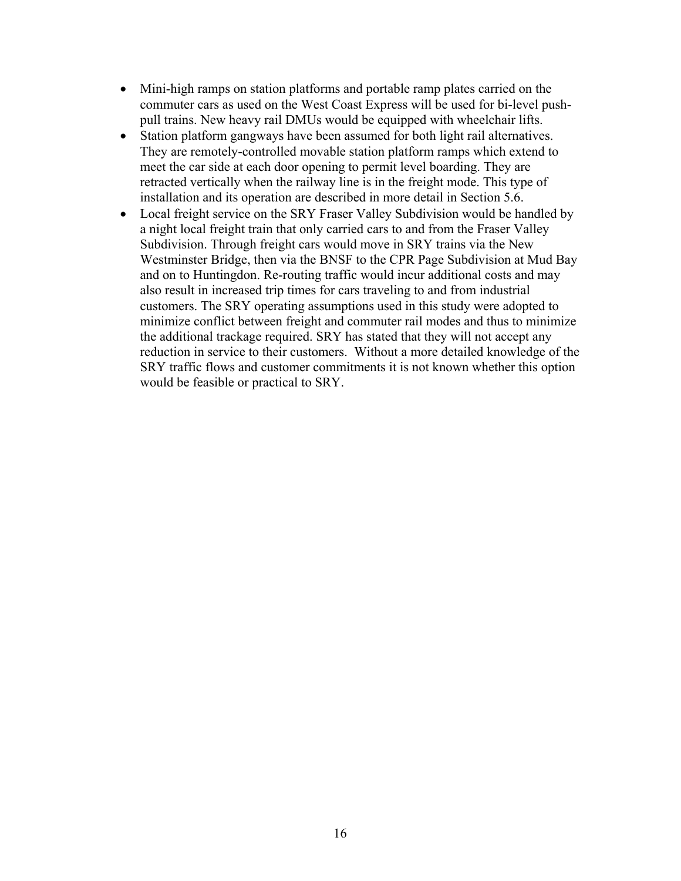- Mini-high ramps on station platforms and portable ramp plates carried on the commuter cars as used on the West Coast Express will be used for bi-level push-pull trains. New heavy rail DMUs would be equipped with wheelchair lifts.
- Station platform gangways have been assumed for both light rail alternatives. They are remotely-controlled movable station platform ramps which extend to meet the car side at each door opening to permit level boarding. They are retracted vertically when the railway line is in the freight mode. This type of installation and its operation are described in more detail in Section 5.6.
- Local freight service on the SRY Fraser Valley Subdivision would be handled by a night local freight train that only carried cars to and from the Fraser Valley Subdivision. Through freight cars would move in SRY trains via the New Westminster Bridge, then via the BNSF to the CPR Page Subdivision at Mud Bay and on to Huntingdon. Re-routing traffic would incur additional costs and may also result in increased trip times for cars traveling to and from industrial customers. The SRY operating assumptions used in this study were adopted to minimize conflict between freight and commuter rail modes and thus to minimize the additional trackage required. SRY has stated that they will not accept any reduction in service to their customers. Without a more detailed knowledge of the SRY traffic flows and customer commitments it is not known whether this option would be feasible or practical to SRY.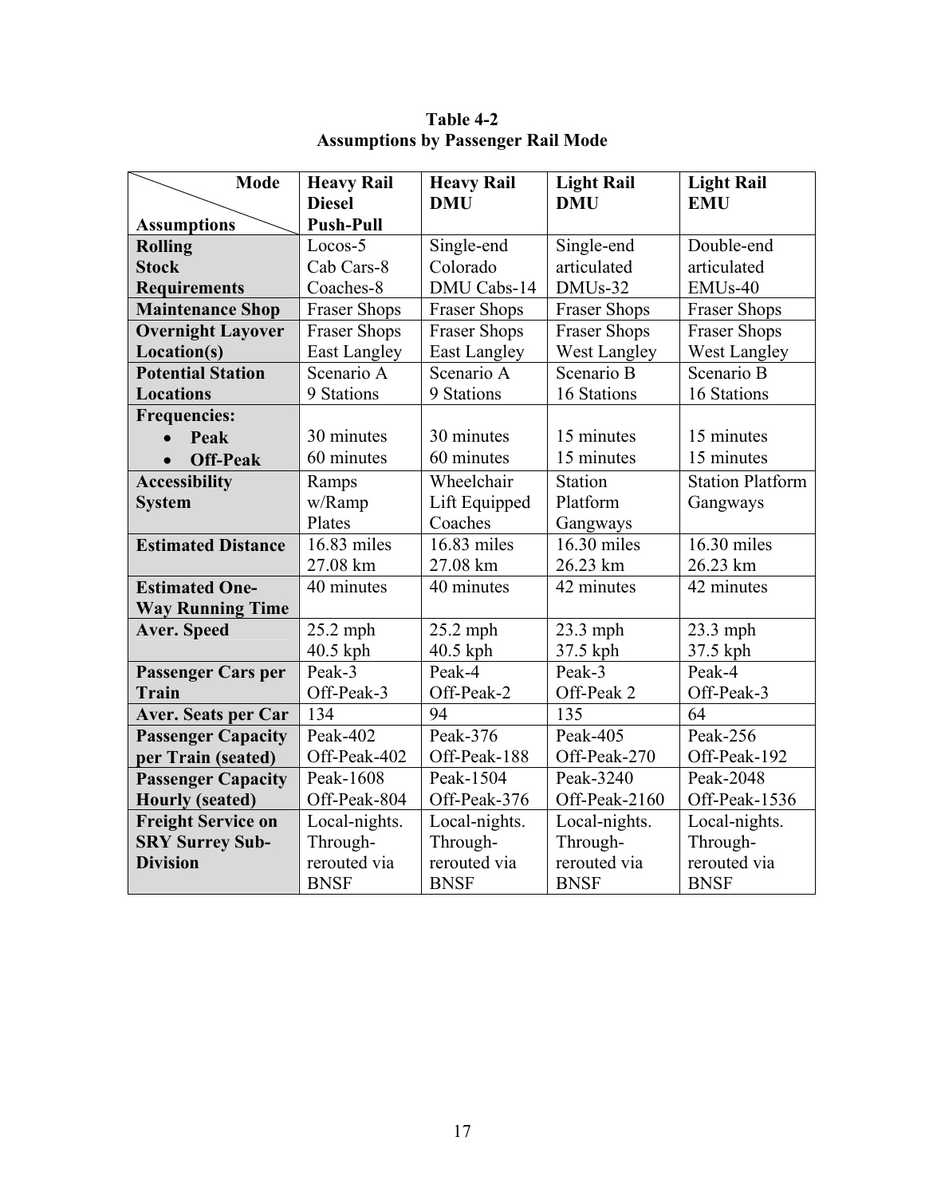**Table 4-2**
**Assumptions by Passenger Rail Mode**

| Mode / Assumptions | Heavy Rail Diesel Push-Pull | Heavy Rail DMU | Light Rail DMU | Light Rail EMU |
|---|---|---|---|---|
| **Rolling Stock Requirements** | Locos-5 Cab Cars-8 Coaches-8 | Single-end Colorado DMU Cabs-14 | Single-end articulated DMUs-32 | Double-end articulated EMUs-40 |
| **Maintenance Shop** | Fraser Shops | Fraser Shops | Fraser Shops | Fraser Shops |
| **Overnight Layover Location(s)** | Fraser Shops East Langley | Fraser Shops East Langley | Fraser Shops West Langley | Fraser Shops West Langley |
| **Potential Station Locations** | Scenario A 9 Stations | Scenario A 9 Stations | Scenario B 16 Stations | Scenario B 16 Stations |
| **Frequencies:** • **Peak** • **Off-Peak** | 30 minutes 60 minutes | 30 minutes 60 minutes | 15 minutes 15 minutes | 15 minutes 15 minutes |
| **Accessibility System** | Ramps w/Ramp Plates | Wheelchair Lift Equipped Coaches | Station Platform Gangways | Station Platform Gangways |
| **Estimated Distance** | 16.83 miles 27.08 km | 16.83 miles 27.08 km | 16.30 miles 26.23 km | 16.30 miles 26.23 km |
| **Estimated One-Way Running Time** | 40 minutes | 40 minutes | 42 minutes | 42 minutes |
| **Aver. Speed** | 25.2 mph 40.5 kph | 25.2 mph 40.5 kph | 23.3 mph 37.5 kph | 23.3 mph 37.5 kph |
| **Passenger Cars per Train** | Peak-3 Off-Peak-3 | Peak-4 Off-Peak-2 | Peak-3 Off-Peak 2 | Peak-4 Off-Peak-3 |
| **Aver. Seats per Car** | 134 | 94 | 135 | 64 |
| **Passenger Capacity per Train (seated)** | Peak-402 Off-Peak-402 | Peak-376 Off-Peak-188 | Peak-405 Off-Peak-270 | Peak-256 Off-Peak-192 |
| **Passenger Capacity Hourly (seated)** | Peak-1608 Off-Peak-804 | Peak-1504 Off-Peak-376 | Peak-3240 Off-Peak-2160 | Peak-2048 Off-Peak-1536 |
| **Freight Service on SRY Surrey Sub-Division** | Local-nights. Through-rerouted via BNSF | Local-nights. Through-rerouted via BNSF | Local-nights. Through-rerouted via BNSF | Local-nights. Through-rerouted via BNSF |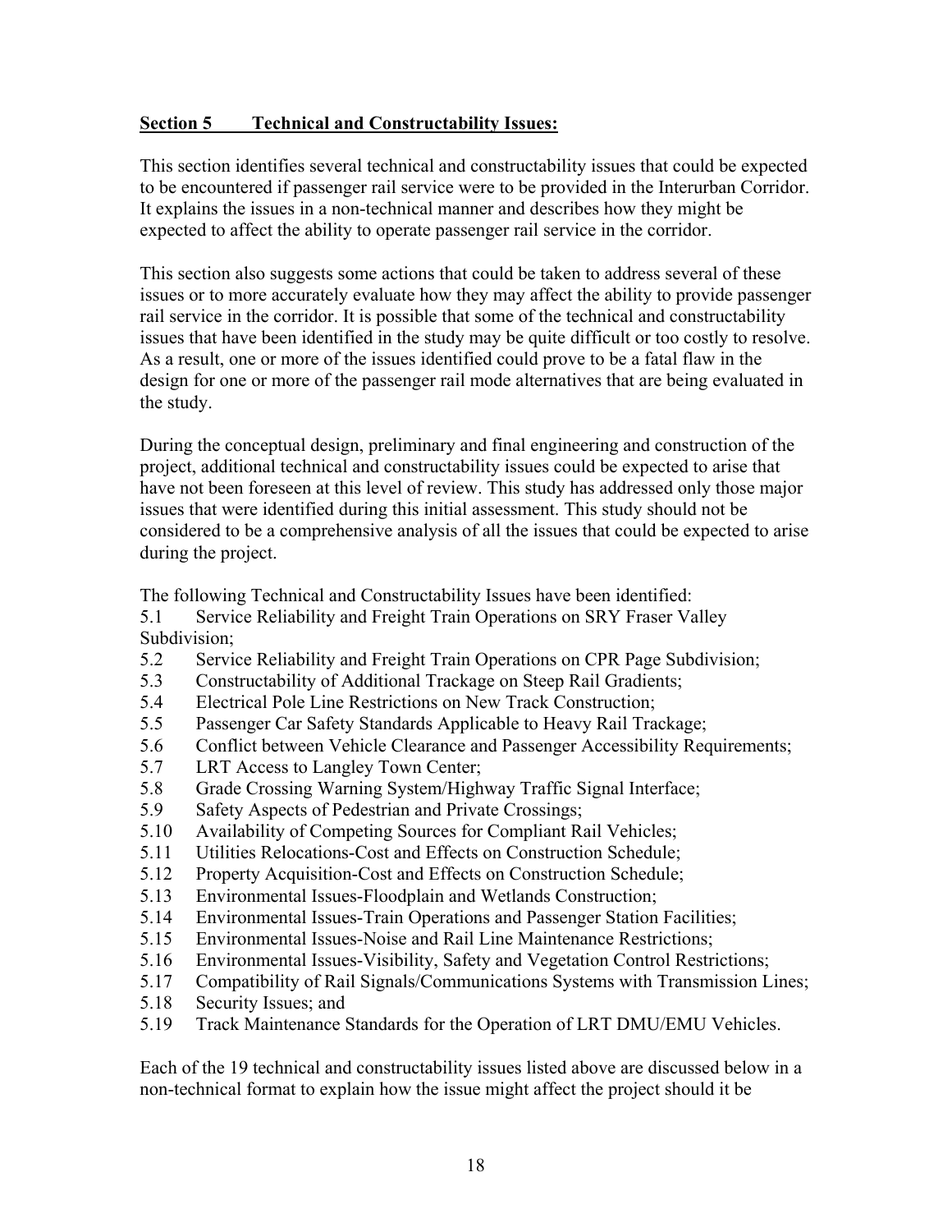## Section 5 Technical and Constructability Issues:

This section identifies several technical and constructability issues that could be expected to be encountered if passenger rail service were to be provided in the Interurban Corridor. It explains the issues in a non-technical manner and describes how they might be expected to affect the ability to operate passenger rail service in the corridor.

This section also suggests some actions that could be taken to address several of these issues or to more accurately evaluate how they may affect the ability to provide passenger rail service in the corridor. It is possible that some of the technical and constructability issues that have been identified in the study may be quite difficult or too costly to resolve. As a result, one or more of the issues identified could prove to be a fatal flaw in the design for one or more of the passenger rail mode alternatives that are being evaluated in the study.

During the conceptual design, preliminary and final engineering and construction of the project, additional technical and constructability issues could be expected to arise that have not been foreseen at this level of review. This study has addressed only those major issues that were identified during this initial assessment. This study should not be considered to be a comprehensive analysis of all the issues that could be expected to arise during the project.

The following Technical and Constructability Issues have been identified:

5.1 Service Reliability and Freight Train Operations on SRY Fraser Valley Subdivision;
5.2 Service Reliability and Freight Train Operations on CPR Page Subdivision;
5.3 Constructability of Additional Trackage on Steep Rail Gradients;
5.4 Electrical Pole Line Restrictions on New Track Construction;
5.5 Passenger Car Safety Standards Applicable to Heavy Rail Trackage;
5.6 Conflict between Vehicle Clearance and Passenger Accessibility Requirements;
5.7 LRT Access to Langley Town Center;
5.8 Grade Crossing Warning System/Highway Traffic Signal Interface;
5.9 Safety Aspects of Pedestrian and Private Crossings;
5.10 Availability of Competing Sources for Compliant Rail Vehicles;
5.11 Utilities Relocations-Cost and Effects on Construction Schedule;
5.12 Property Acquisition-Cost and Effects on Construction Schedule;
5.13 Environmental Issues-Floodplain and Wetlands Construction;
5.14 Environmental Issues-Train Operations and Passenger Station Facilities;
5.15 Environmental Issues-Noise and Rail Line Maintenance Restrictions;
5.16 Environmental Issues-Visibility, Safety and Vegetation Control Restrictions;
5.17 Compatibility of Rail Signals/Communications Systems with Transmission Lines;
5.18 Security Issues; and
5.19 Track Maintenance Standards for the Operation of LRT DMU/EMU Vehicles.

Each of the 19 technical and constructability issues listed above are discussed below in a non-technical format to explain how the issue might affect the project should it be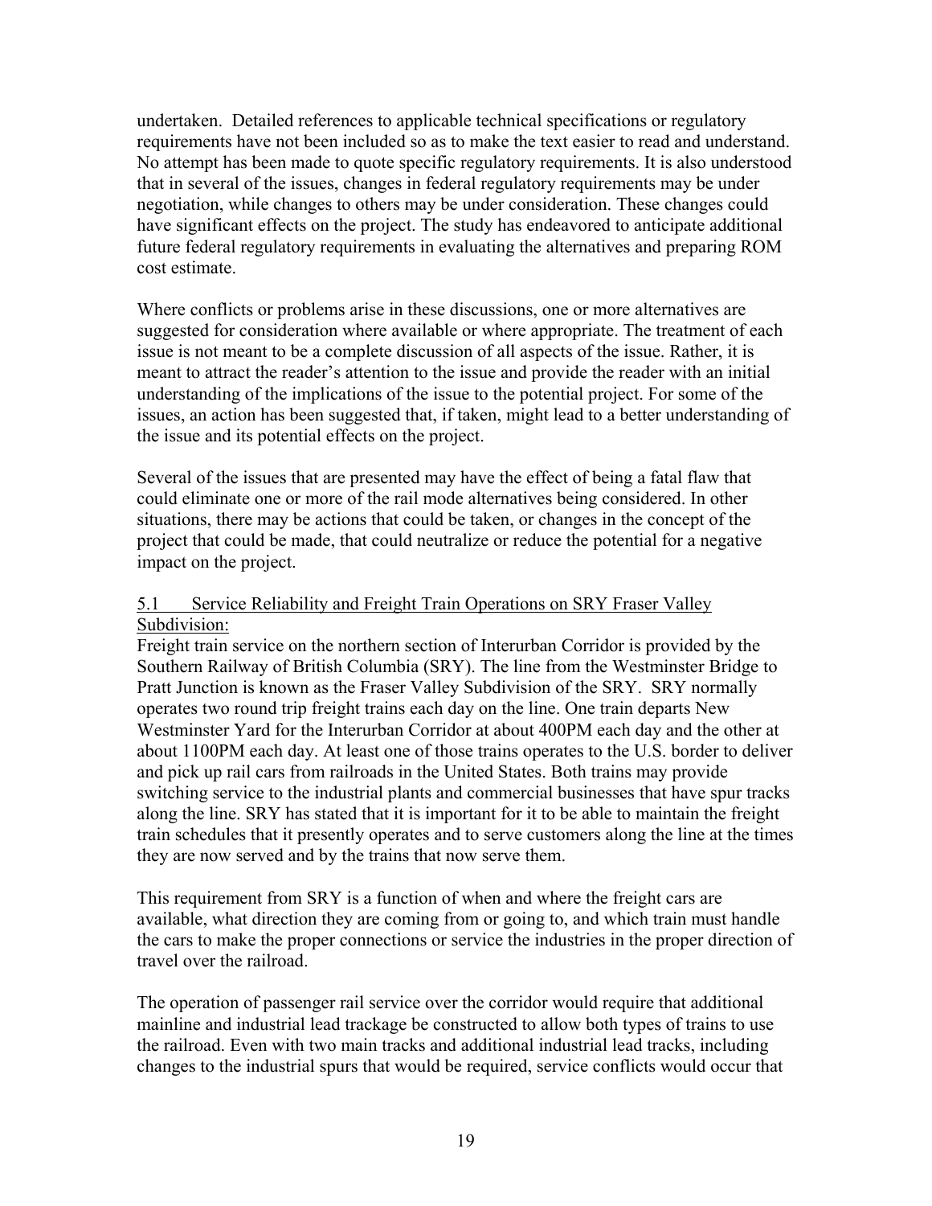undertaken. Detailed references to applicable technical specifications or regulatory requirements have not been included so as to make the text easier to read and understand. No attempt has been made to quote specific regulatory requirements. It is also understood that in several of the issues, changes in federal regulatory requirements may be under negotiation, while changes to others may be under consideration. These changes could have significant effects on the project. The study has endeavored to anticipate additional future federal regulatory requirements in evaluating the alternatives and preparing ROM cost estimate.

Where conflicts or problems arise in these discussions, one or more alternatives are suggested for consideration where available or where appropriate. The treatment of each issue is not meant to be a complete discussion of all aspects of the issue. Rather, it is meant to attract the reader's attention to the issue and provide the reader with an initial understanding of the implications of the issue to the potential project. For some of the issues, an action has been suggested that, if taken, might lead to a better understanding of the issue and its potential effects on the project.

Several of the issues that are presented may have the effect of being a fatal flaw that could eliminate one or more of the rail mode alternatives being considered. In other situations, there may be actions that could be taken, or changes in the concept of the project that could be made, that could neutralize or reduce the potential for a negative impact on the project.

## 5.1 Service Reliability and Freight Train Operations on SRY Fraser Valley Subdivision:

Freight train service on the northern section of Interurban Corridor is provided by the Southern Railway of British Columbia (SRY). The line from the Westminster Bridge to Pratt Junction is known as the Fraser Valley Subdivision of the SRY. SRY normally operates two round trip freight trains each day on the line. One train departs New Westminster Yard for the Interurban Corridor at about 400PM each day and the other at about 1100PM each day. At least one of those trains operates to the U.S. border to deliver and pick up rail cars from railroads in the United States. Both trains may provide switching service to the industrial plants and commercial businesses that have spur tracks along the line. SRY has stated that it is important for it to be able to maintain the freight train schedules that it presently operates and to serve customers along the line at the times they are now served and by the trains that now serve them.

This requirement from SRY is a function of when and where the freight cars are available, what direction they are coming from or going to, and which train must handle the cars to make the proper connections or service the industries in the proper direction of travel over the railroad.

The operation of passenger rail service over the corridor would require that additional mainline and industrial lead trackage be constructed to allow both types of trains to use the railroad. Even with two main tracks and additional industrial lead tracks, including changes to the industrial spurs that would be required, service conflicts would occur that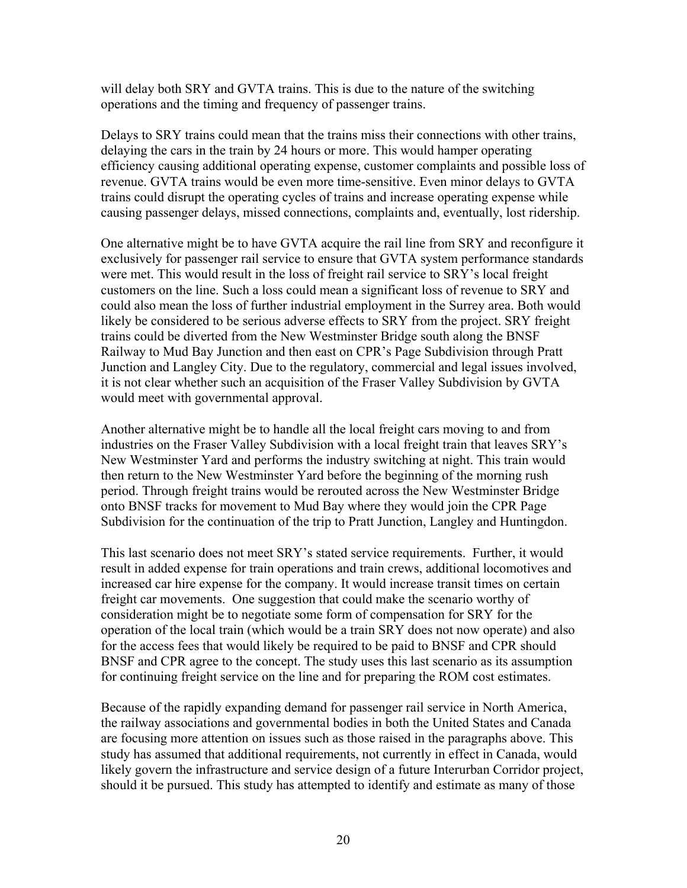will delay both SRY and GVTA trains. This is due to the nature of the switching operations and the timing and frequency of passenger trains.

Delays to SRY trains could mean that the trains miss their connections with other trains, delaying the cars in the train by 24 hours or more. This would hamper operating efficiency causing additional operating expense, customer complaints and possible loss of revenue. GVTA trains would be even more time-sensitive. Even minor delays to GVTA trains could disrupt the operating cycles of trains and increase operating expense while causing passenger delays, missed connections, complaints and, eventually, lost ridership.

One alternative might be to have GVTA acquire the rail line from SRY and reconfigure it exclusively for passenger rail service to ensure that GVTA system performance standards were met. This would result in the loss of freight rail service to SRY's local freight customers on the line. Such a loss could mean a significant loss of revenue to SRY and could also mean the loss of further industrial employment in the Surrey area. Both would likely be considered to be serious adverse effects to SRY from the project. SRY freight trains could be diverted from the New Westminster Bridge south along the BNSF Railway to Mud Bay Junction and then east on CPR's Page Subdivision through Pratt Junction and Langley City. Due to the regulatory, commercial and legal issues involved, it is not clear whether such an acquisition of the Fraser Valley Subdivision by GVTA would meet with governmental approval.

Another alternative might be to handle all the local freight cars moving to and from industries on the Fraser Valley Subdivision with a local freight train that leaves SRY's New Westminster Yard and performs the industry switching at night. This train would then return to the New Westminster Yard before the beginning of the morning rush period. Through freight trains would be rerouted across the New Westminster Bridge onto BNSF tracks for movement to Mud Bay where they would join the CPR Page Subdivision for the continuation of the trip to Pratt Junction, Langley and Huntingdon.

This last scenario does not meet SRY's stated service requirements. Further, it would result in added expense for train operations and train crews, additional locomotives and increased car hire expense for the company. It would increase transit times on certain freight car movements. One suggestion that could make the scenario worthy of consideration might be to negotiate some form of compensation for SRY for the operation of the local train (which would be a train SRY does not now operate) and also for the access fees that would likely be required to be paid to BNSF and CPR should BNSF and CPR agree to the concept. The study uses this last scenario as its assumption for continuing freight service on the line and for preparing the ROM cost estimates.

Because of the rapidly expanding demand for passenger rail service in North America, the railway associations and governmental bodies in both the United States and Canada are focusing more attention on issues such as those raised in the paragraphs above. This study has assumed that additional requirements, not currently in effect in Canada, would likely govern the infrastructure and service design of a future Interurban Corridor project, should it be pursued. This study has attempted to identify and estimate as many of those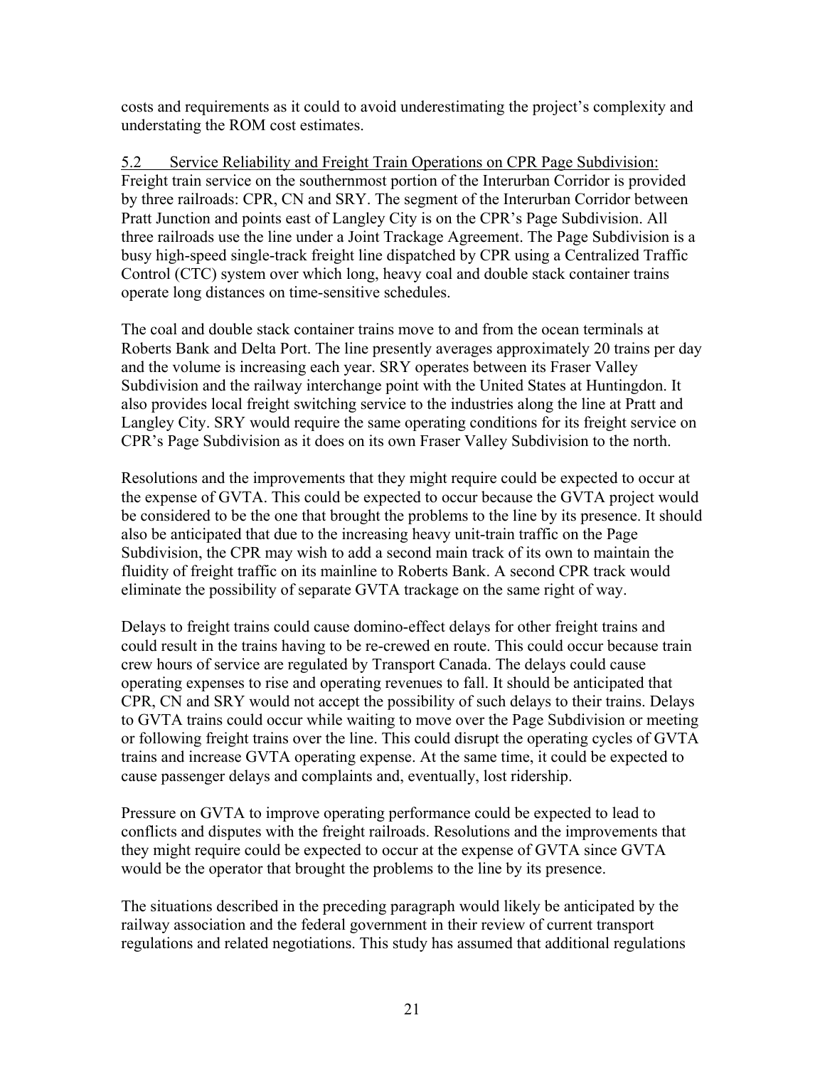costs and requirements as it could to avoid underestimating the project's complexity and understating the ROM cost estimates.

## 5.2 Service Reliability and Freight Train Operations on CPR Page Subdivision:

Freight train service on the southernmost portion of the Interurban Corridor is provided by three railroads: CPR, CN and SRY. The segment of the Interurban Corridor between Pratt Junction and points east of Langley City is on the CPR's Page Subdivision. All three railroads use the line under a Joint Trackage Agreement. The Page Subdivision is a busy high-speed single-track freight line dispatched by CPR using a Centralized Traffic Control (CTC) system over which long, heavy coal and double stack container trains operate long distances on time-sensitive schedules.

The coal and double stack container trains move to and from the ocean terminals at Roberts Bank and Delta Port. The line presently averages approximately 20 trains per day and the volume is increasing each year. SRY operates between its Fraser Valley Subdivision and the railway interchange point with the United States at Huntingdon. It also provides local freight switching service to the industries along the line at Pratt and Langley City. SRY would require the same operating conditions for its freight service on CPR's Page Subdivision as it does on its own Fraser Valley Subdivision to the north.

Resolutions and the improvements that they might require could be expected to occur at the expense of GVTA. This could be expected to occur because the GVTA project would be considered to be the one that brought the problems to the line by its presence. It should also be anticipated that due to the increasing heavy unit-train traffic on the Page Subdivision, the CPR may wish to add a second main track of its own to maintain the fluidity of freight traffic on its mainline to Roberts Bank. A second CPR track would eliminate the possibility of separate GVTA trackage on the same right of way.

Delays to freight trains could cause domino-effect delays for other freight trains and could result in the trains having to be re-crewed en route. This could occur because train crew hours of service are regulated by Transport Canada. The delays could cause operating expenses to rise and operating revenues to fall. It should be anticipated that CPR, CN and SRY would not accept the possibility of such delays to their trains. Delays to GVTA trains could occur while waiting to move over the Page Subdivision or meeting or following freight trains over the line. This could disrupt the operating cycles of GVTA trains and increase GVTA operating expense. At the same time, it could be expected to cause passenger delays and complaints and, eventually, lost ridership.

Pressure on GVTA to improve operating performance could be expected to lead to conflicts and disputes with the freight railroads. Resolutions and the improvements that they might require could be expected to occur at the expense of GVTA since GVTA would be the operator that brought the problems to the line by its presence.

The situations described in the preceding paragraph would likely be anticipated by the railway association and the federal government in their review of current transport regulations and related negotiations. This study has assumed that additional regulations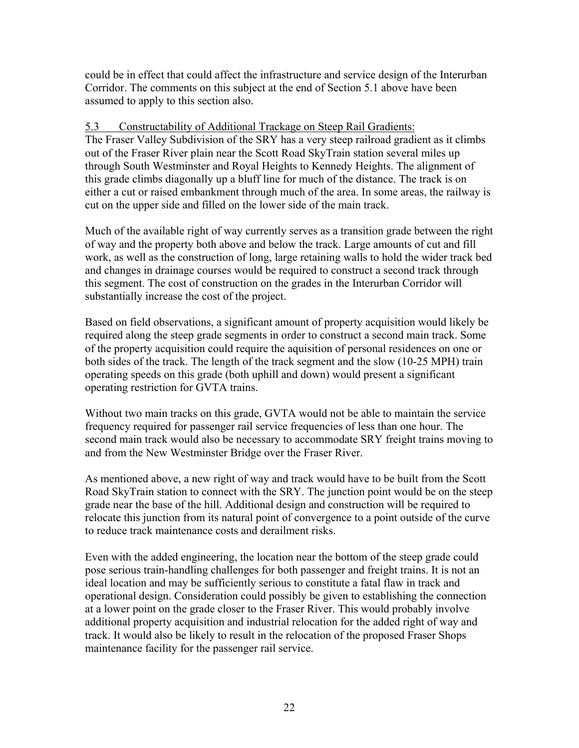could be in effect that could affect the infrastructure and service design of the Interurban Corridor. The comments on this subject at the end of Section 5.1 above have been assumed to apply to this section also.

### 5.3 Constructability of Additional Trackage on Steep Rail Gradients:

The Fraser Valley Subdivision of the SRY has a very steep railroad gradient as it climbs out of the Fraser River plain near the Scott Road SkyTrain station several miles up through South Westminster and Royal Heights to Kennedy Heights. The alignment of this grade climbs diagonally up a bluff line for much of the distance. The track is on either a cut or raised embankment through much of the area. In some areas, the railway is cut on the upper side and filled on the lower side of the main track.

Much of the available right of way currently serves as a transition grade between the right of way and the property both above and below the track. Large amounts of cut and fill work, as well as the construction of long, large retaining walls to hold the wider track bed and changes in drainage courses would be required to construct a second track through this segment. The cost of construction on the grades in the Interurban Corridor will substantially increase the cost of the project.

Based on field observations, a significant amount of property acquisition would likely be required along the steep grade segments in order to construct a second main track. Some of the property acquisition could require the aquisition of personal residences on one or both sides of the track. The length of the track segment and the slow (10-25 MPH) train operating speeds on this grade (both uphill and down) would present a significant operating restriction for GVTA trains.

Without two main tracks on this grade, GVTA would not be able to maintain the service frequency required for passenger rail service frequencies of less than one hour. The second main track would also be necessary to accommodate SRY freight trains moving to and from the New Westminster Bridge over the Fraser River.

As mentioned above, a new right of way and track would have to be built from the Scott Road SkyTrain station to connect with the SRY. The junction point would be on the steep grade near the base of the hill. Additional design and construction will be required to relocate this junction from its natural point of convergence to a point outside of the curve to reduce track maintenance costs and derailment risks.

Even with the added engineering, the location near the bottom of the steep grade could pose serious train-handling challenges for both passenger and freight trains. It is not an ideal location and may be sufficiently serious to constitute a fatal flaw in track and operational design. Consideration could possibly be given to establishing the connection at a lower point on the grade closer to the Fraser River. This would probably involve additional property acquisition and industrial relocation for the added right of way and track. It would also be likely to result in the relocation of the proposed Fraser Shops maintenance facility for the passenger rail service.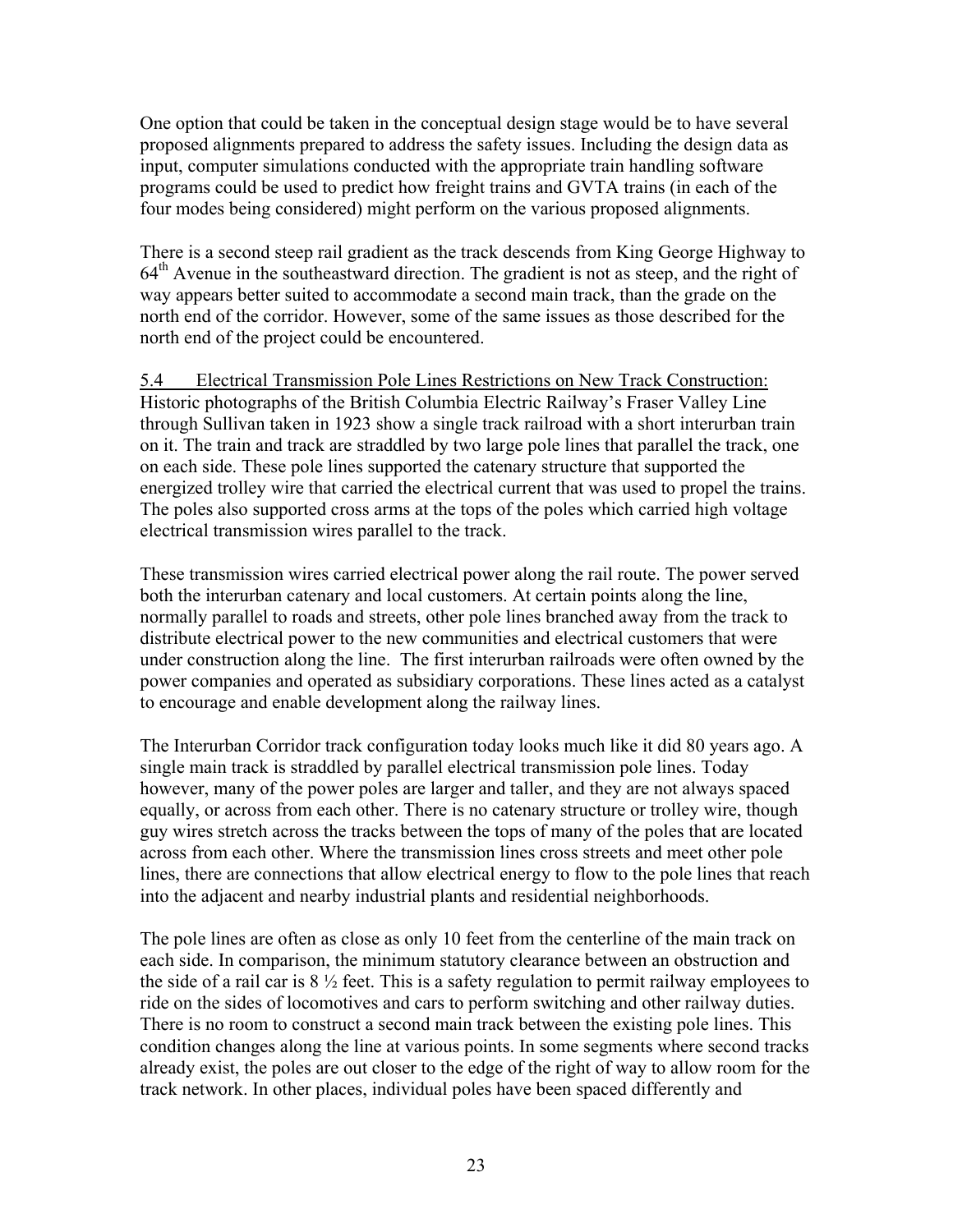One option that could be taken in the conceptual design stage would be to have several proposed alignments prepared to address the safety issues. Including the design data as input, computer simulations conducted with the appropriate train handling software programs could be used to predict how freight trains and GVTA trains (in each of the four modes being considered) might perform on the various proposed alignments.

There is a second steep rail gradient as the track descends from King George Highway to 64th Avenue in the southeastward direction. The gradient is not as steep, and the right of way appears better suited to accommodate a second main track, than the grade on the north end of the corridor. However, some of the same issues as those described for the north end of the project could be encountered.

5.4 Electrical Transmission Pole Lines Restrictions on New Track Construction:
Historic photographs of the British Columbia Electric Railway's Fraser Valley Line through Sullivan taken in 1923 show a single track railroad with a short interurban train on it. The train and track are straddled by two large pole lines that parallel the track, one on each side. These pole lines supported the catenary structure that supported the energized trolley wire that carried the electrical current that was used to propel the trains. The poles also supported cross arms at the tops of the poles which carried high voltage electrical transmission wires parallel to the track.

These transmission wires carried electrical power along the rail route. The power served both the interurban catenary and local customers. At certain points along the line, normally parallel to roads and streets, other pole lines branched away from the track to distribute electrical power to the new communities and electrical customers that were under construction along the line. The first interurban railroads were often owned by the power companies and operated as subsidiary corporations. These lines acted as a catalyst to encourage and enable development along the railway lines.

The Interurban Corridor track configuration today looks much like it did 80 years ago. A single main track is straddled by parallel electrical transmission pole lines. Today however, many of the power poles are larger and taller, and they are not always spaced equally, or across from each other. There is no catenary structure or trolley wire, though guy wires stretch across the tracks between the tops of many of the poles that are located across from each other. Where the transmission lines cross streets and meet other pole lines, there are connections that allow electrical energy to flow to the pole lines that reach into the adjacent and nearby industrial plants and residential neighborhoods.

The pole lines are often as close as only 10 feet from the centerline of the main track on each side. In comparison, the minimum statutory clearance between an obstruction and the side of a rail car is 8 ½ feet. This is a safety regulation to permit railway employees to ride on the sides of locomotives and cars to perform switching and other railway duties. There is no room to construct a second main track between the existing pole lines. This condition changes along the line at various points. In some segments where second tracks already exist, the poles are out closer to the edge of the right of way to allow room for the track network. In other places, individual poles have been spaced differently and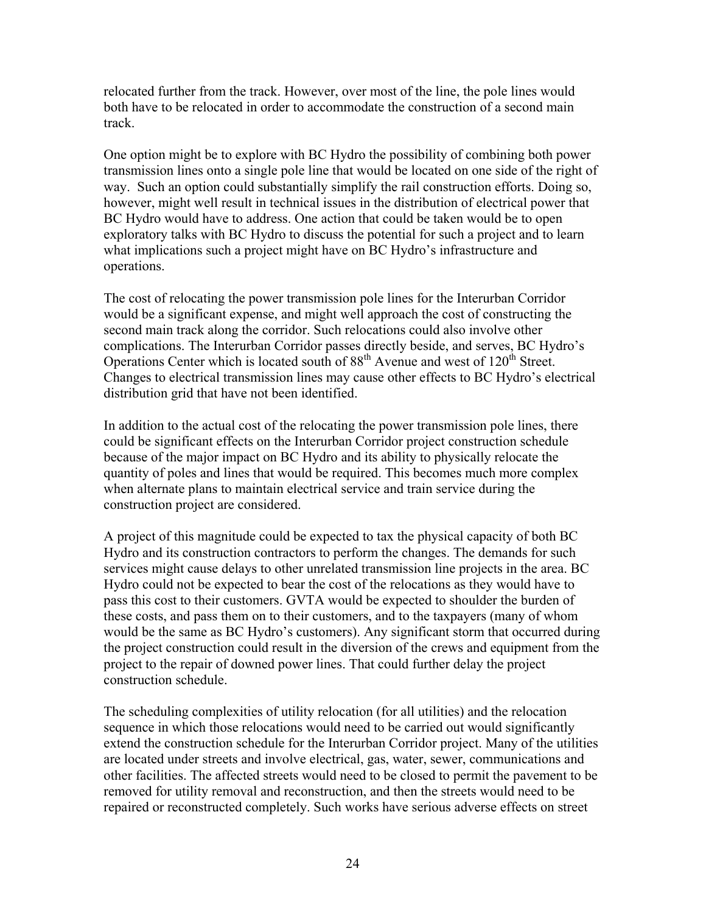relocated further from the track. However, over most of the line, the pole lines would both have to be relocated in order to accommodate the construction of a second main track.

One option might be to explore with BC Hydro the possibility of combining both power transmission lines onto a single pole line that would be located on one side of the right of way. Such an option could substantially simplify the rail construction efforts. Doing so, however, might well result in technical issues in the distribution of electrical power that BC Hydro would have to address. One action that could be taken would be to open exploratory talks with BC Hydro to discuss the potential for such a project and to learn what implications such a project might have on BC Hydro's infrastructure and operations.

The cost of relocating the power transmission pole lines for the Interurban Corridor would be a significant expense, and might well approach the cost of constructing the second main track along the corridor. Such relocations could also involve other complications. The Interurban Corridor passes directly beside, and serves, BC Hydro's Operations Center which is located south of 88th Avenue and west of 120th Street. Changes to electrical transmission lines may cause other effects to BC Hydro's electrical distribution grid that have not been identified.

In addition to the actual cost of the relocating the power transmission pole lines, there could be significant effects on the Interurban Corridor project construction schedule because of the major impact on BC Hydro and its ability to physically relocate the quantity of poles and lines that would be required. This becomes much more complex when alternate plans to maintain electrical service and train service during the construction project are considered.

A project of this magnitude could be expected to tax the physical capacity of both BC Hydro and its construction contractors to perform the changes. The demands for such services might cause delays to other unrelated transmission line projects in the area. BC Hydro could not be expected to bear the cost of the relocations as they would have to pass this cost to their customers. GVTA would be expected to shoulder the burden of these costs, and pass them on to their customers, and to the taxpayers (many of whom would be the same as BC Hydro's customers). Any significant storm that occurred during the project construction could result in the diversion of the crews and equipment from the project to the repair of downed power lines. That could further delay the project construction schedule.

The scheduling complexities of utility relocation (for all utilities) and the relocation sequence in which those relocations would need to be carried out would significantly extend the construction schedule for the Interurban Corridor project. Many of the utilities are located under streets and involve electrical, gas, water, sewer, communications and other facilities. The affected streets would need to be closed to permit the pavement to be removed for utility removal and reconstruction, and then the streets would need to be repaired or reconstructed completely. Such works have serious adverse effects on street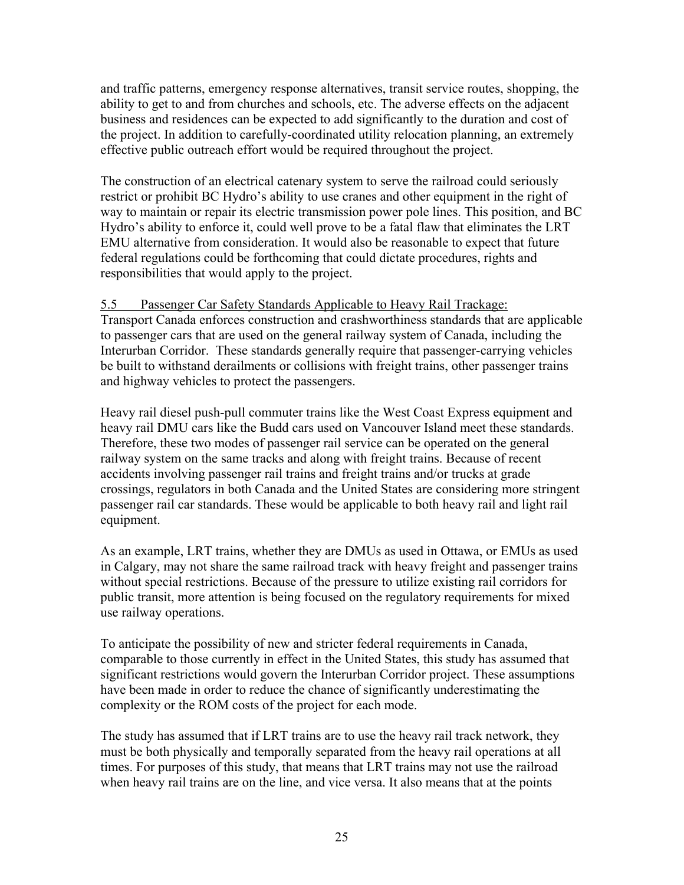and traffic patterns, emergency response alternatives, transit service routes, shopping, the ability to get to and from churches and schools, etc. The adverse effects on the adjacent business and residences can be expected to add significantly to the duration and cost of the project. In addition to carefully-coordinated utility relocation planning, an extremely effective public outreach effort would be required throughout the project.

The construction of an electrical catenary system to serve the railroad could seriously restrict or prohibit BC Hydro's ability to use cranes and other equipment in the right of way to maintain or repair its electric transmission power pole lines. This position, and BC Hydro's ability to enforce it, could well prove to be a fatal flaw that eliminates the LRT EMU alternative from consideration. It would also be reasonable to expect that future federal regulations could be forthcoming that could dictate procedures, rights and responsibilities that would apply to the project.

### 5.5 Passenger Car Safety Standards Applicable to Heavy Rail Trackage:

Transport Canada enforces construction and crashworthiness standards that are applicable to passenger cars that are used on the general railway system of Canada, including the Interurban Corridor. These standards generally require that passenger-carrying vehicles be built to withstand derailments or collisions with freight trains, other passenger trains and highway vehicles to protect the passengers.

Heavy rail diesel push-pull commuter trains like the West Coast Express equipment and heavy rail DMU cars like the Budd cars used on Vancouver Island meet these standards. Therefore, these two modes of passenger rail service can be operated on the general railway system on the same tracks and along with freight trains. Because of recent accidents involving passenger rail trains and freight trains and/or trucks at grade crossings, regulators in both Canada and the United States are considering more stringent passenger rail car standards. These would be applicable to both heavy rail and light rail equipment.

As an example, LRT trains, whether they are DMUs as used in Ottawa, or EMUs as used in Calgary, may not share the same railroad track with heavy freight and passenger trains without special restrictions. Because of the pressure to utilize existing rail corridors for public transit, more attention is being focused on the regulatory requirements for mixed use railway operations.

To anticipate the possibility of new and stricter federal requirements in Canada, comparable to those currently in effect in the United States, this study has assumed that significant restrictions would govern the Interurban Corridor project. These assumptions have been made in order to reduce the chance of significantly underestimating the complexity or the ROM costs of the project for each mode.

The study has assumed that if LRT trains are to use the heavy rail track network, they must be both physically and temporally separated from the heavy rail operations at all times. For purposes of this study, that means that LRT trains may not use the railroad when heavy rail trains are on the line, and vice versa. It also means that at the points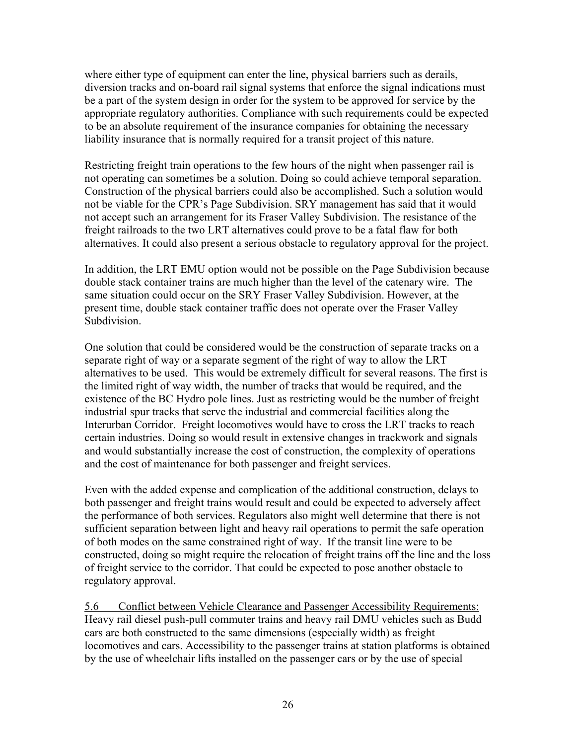where either type of equipment can enter the line, physical barriers such as derails, diversion tracks and on-board rail signal systems that enforce the signal indications must be a part of the system design in order for the system to be approved for service by the appropriate regulatory authorities. Compliance with such requirements could be expected to be an absolute requirement of the insurance companies for obtaining the necessary liability insurance that is normally required for a transit project of this nature.

Restricting freight train operations to the few hours of the night when passenger rail is not operating can sometimes be a solution. Doing so could achieve temporal separation. Construction of the physical barriers could also be accomplished. Such a solution would not be viable for the CPR's Page Subdivision. SRY management has said that it would not accept such an arrangement for its Fraser Valley Subdivision. The resistance of the freight railroads to the two LRT alternatives could prove to be a fatal flaw for both alternatives. It could also present a serious obstacle to regulatory approval for the project.

In addition, the LRT EMU option would not be possible on the Page Subdivision because double stack container trains are much higher than the level of the catenary wire. The same situation could occur on the SRY Fraser Valley Subdivision. However, at the present time, double stack container traffic does not operate over the Fraser Valley Subdivision.

One solution that could be considered would be the construction of separate tracks on a separate right of way or a separate segment of the right of way to allow the LRT alternatives to be used. This would be extremely difficult for several reasons. The first is the limited right of way width, the number of tracks that would be required, and the existence of the BC Hydro pole lines. Just as restricting would be the number of freight industrial spur tracks that serve the industrial and commercial facilities along the Interurban Corridor. Freight locomotives would have to cross the LRT tracks to reach certain industries. Doing so would result in extensive changes in trackwork and signals and would substantially increase the cost of construction, the complexity of operations and the cost of maintenance for both passenger and freight services.

Even with the added expense and complication of the additional construction, delays to both passenger and freight trains would result and could be expected to adversely affect the performance of both services. Regulators also might well determine that there is not sufficient separation between light and heavy rail operations to permit the safe operation of both modes on the same constrained right of way. If the transit line were to be constructed, doing so might require the relocation of freight trains off the line and the loss of freight service to the corridor. That could be expected to pose another obstacle to regulatory approval.

### 5.6 Conflict between Vehicle Clearance and Passenger Accessibility Requirements:

Heavy rail diesel push-pull commuter trains and heavy rail DMU vehicles such as Budd cars are both constructed to the same dimensions (especially width) as freight locomotives and cars. Accessibility to the passenger trains at station platforms is obtained by the use of wheelchair lifts installed on the passenger cars or by the use of special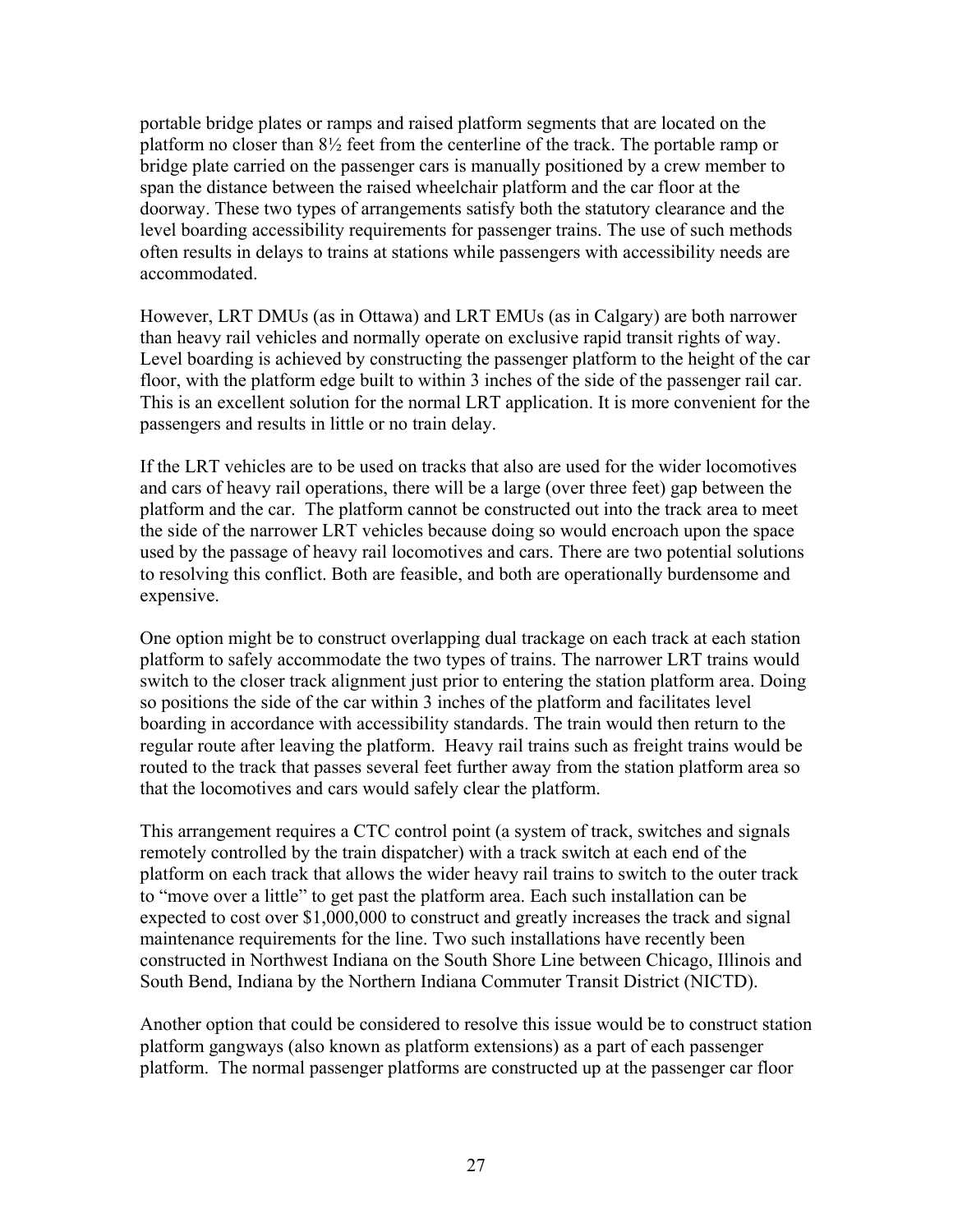portable bridge plates or ramps and raised platform segments that are located on the platform no closer than 8½ feet from the centerline of the track. The portable ramp or bridge plate carried on the passenger cars is manually positioned by a crew member to span the distance between the raised wheelchair platform and the car floor at the doorway. These two types of arrangements satisfy both the statutory clearance and the level boarding accessibility requirements for passenger trains. The use of such methods often results in delays to trains at stations while passengers with accessibility needs are accommodated.

However, LRT DMUs (as in Ottawa) and LRT EMUs (as in Calgary) are both narrower than heavy rail vehicles and normally operate on exclusive rapid transit rights of way. Level boarding is achieved by constructing the passenger platform to the height of the car floor, with the platform edge built to within 3 inches of the side of the passenger rail car. This is an excellent solution for the normal LRT application. It is more convenient for the passengers and results in little or no train delay.

If the LRT vehicles are to be used on tracks that also are used for the wider locomotives and cars of heavy rail operations, there will be a large (over three feet) gap between the platform and the car. The platform cannot be constructed out into the track area to meet the side of the narrower LRT vehicles because doing so would encroach upon the space used by the passage of heavy rail locomotives and cars. There are two potential solutions to resolving this conflict. Both are feasible, and both are operationally burdensome and expensive.

One option might be to construct overlapping dual trackage on each track at each station platform to safely accommodate the two types of trains. The narrower LRT trains would switch to the closer track alignment just prior to entering the station platform area. Doing so positions the side of the car within 3 inches of the platform and facilitates level boarding in accordance with accessibility standards. The train would then return to the regular route after leaving the platform. Heavy rail trains such as freight trains would be routed to the track that passes several feet further away from the station platform area so that the locomotives and cars would safely clear the platform.

This arrangement requires a CTC control point (a system of track, switches and signals remotely controlled by the train dispatcher) with a track switch at each end of the platform on each track that allows the wider heavy rail trains to switch to the outer track to "move over a little" to get past the platform area. Each such installation can be expected to cost over $1,000,000 to construct and greatly increases the track and signal maintenance requirements for the line. Two such installations have recently been constructed in Northwest Indiana on the South Shore Line between Chicago, Illinois and South Bend, Indiana by the Northern Indiana Commuter Transit District (NICTD).

Another option that could be considered to resolve this issue would be to construct station platform gangways (also known as platform extensions) as a part of each passenger platform. The normal passenger platforms are constructed up at the passenger car floor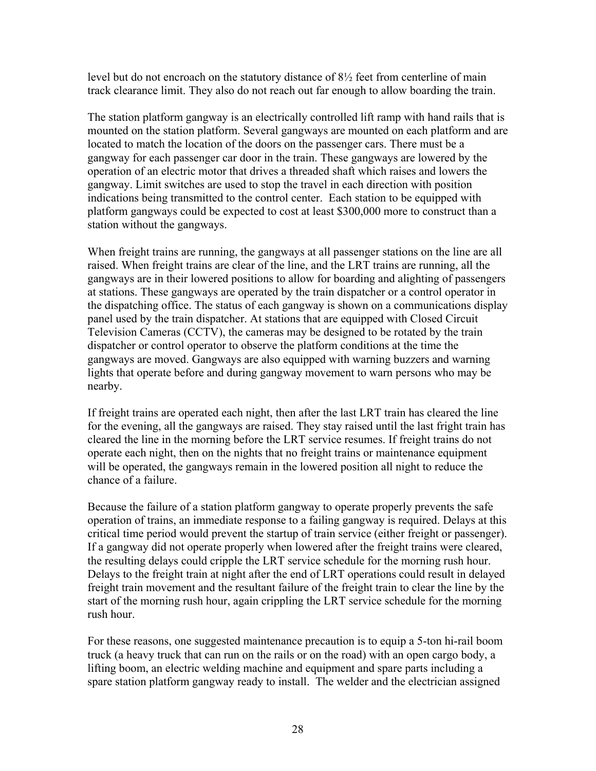level but do not encroach on the statutory distance of 8½ feet from centerline of main track clearance limit. They also do not reach out far enough to allow boarding the train.

The station platform gangway is an electrically controlled lift ramp with hand rails that is mounted on the station platform. Several gangways are mounted on each platform and are located to match the location of the doors on the passenger cars. There must be a gangway for each passenger car door in the train. These gangways are lowered by the operation of an electric motor that drives a threaded shaft which raises and lowers the gangway. Limit switches are used to stop the travel in each direction with position indications being transmitted to the control center. Each station to be equipped with platform gangways could be expected to cost at least $300,000 more to construct than a station without the gangways.

When freight trains are running, the gangways at all passenger stations on the line are all raised. When freight trains are clear of the line, and the LRT trains are running, all the gangways are in their lowered positions to allow for boarding and alighting of passengers at stations. These gangways are operated by the train dispatcher or a control operator in the dispatching office. The status of each gangway is shown on a communications display panel used by the train dispatcher. At stations that are equipped with Closed Circuit Television Cameras (CCTV), the cameras may be designed to be rotated by the train dispatcher or control operator to observe the platform conditions at the time the gangways are moved. Gangways are also equipped with warning buzzers and warning lights that operate before and during gangway movement to warn persons who may be nearby.

If freight trains are operated each night, then after the last LRT train has cleared the line for the evening, all the gangways are raised. They stay raised until the last fright train has cleared the line in the morning before the LRT service resumes. If freight trains do not operate each night, then on the nights that no freight trains or maintenance equipment will be operated, the gangways remain in the lowered position all night to reduce the chance of a failure.

Because the failure of a station platform gangway to operate properly prevents the safe operation of trains, an immediate response to a failing gangway is required. Delays at this critical time period would prevent the startup of train service (either freight or passenger). If a gangway did not operate properly when lowered after the freight trains were cleared, the resulting delays could cripple the LRT service schedule for the morning rush hour. Delays to the freight train at night after the end of LRT operations could result in delayed freight train movement and the resultant failure of the freight train to clear the line by the start of the morning rush hour, again crippling the LRT service schedule for the morning rush hour.

For these reasons, one suggested maintenance precaution is to equip a 5-ton hi-rail boom truck (a heavy truck that can run on the rails or on the road) with an open cargo body, a lifting boom, an electric welding machine and equipment and spare parts including a spare station platform gangway ready to install. The welder and the electrician assigned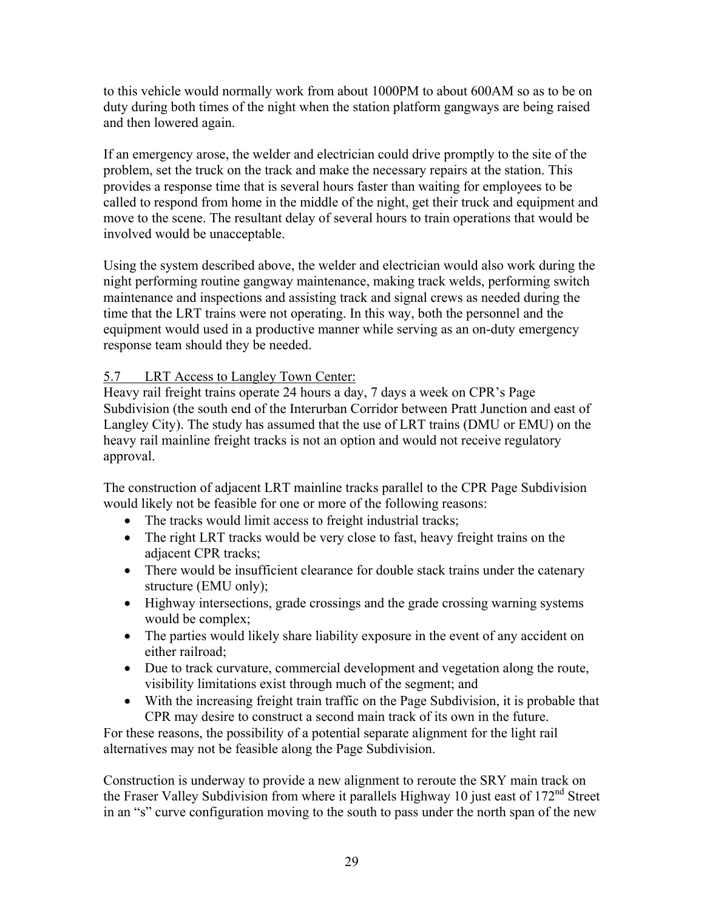to this vehicle would normally work from about 1000PM to about 600AM so as to be on duty during both times of the night when the station platform gangways are being raised and then lowered again.

If an emergency arose, the welder and electrician could drive promptly to the site of the problem, set the truck on the track and make the necessary repairs at the station. This provides a response time that is several hours faster than waiting for employees to be called to respond from home in the middle of the night, get their truck and equipment and move to the scene. The resultant delay of several hours to train operations that would be involved would be unacceptable.

Using the system described above, the welder and electrician would also work during the night performing routine gangway maintenance, making track welds, performing switch maintenance and inspections and assisting track and signal crews as needed during the time that the LRT trains were not operating. In this way, both the personnel and the equipment would used in a productive manner while serving as an on-duty emergency response team should they be needed.

## 5.7 LRT Access to Langley Town Center:

Heavy rail freight trains operate 24 hours a day, 7 days a week on CPR's Page Subdivision (the south end of the Interurban Corridor between Pratt Junction and east of Langley City). The study has assumed that the use of LRT trains (DMU or EMU) on the heavy rail mainline freight tracks is not an option and would not receive regulatory approval.

The construction of adjacent LRT mainline tracks parallel to the CPR Page Subdivision would likely not be feasible for one or more of the following reasons:

- The tracks would limit access to freight industrial tracks;
- The right LRT tracks would be very close to fast, heavy freight trains on the adjacent CPR tracks;
- There would be insufficient clearance for double stack trains under the catenary structure (EMU only);
- Highway intersections, grade crossings and the grade crossing warning systems would be complex;
- The parties would likely share liability exposure in the event of any accident on either railroad;
- Due to track curvature, commercial development and vegetation along the route, visibility limitations exist through much of the segment; and
- With the increasing freight train traffic on the Page Subdivision, it is probable that CPR may desire to construct a second main track of its own in the future.

For these reasons, the possibility of a potential separate alignment for the light rail alternatives may not be feasible along the Page Subdivision.

Construction is underway to provide a new alignment to reroute the SRY main track on the Fraser Valley Subdivision from where it parallels Highway 10 just east of 172nd Street in an "s" curve configuration moving to the south to pass under the north span of the new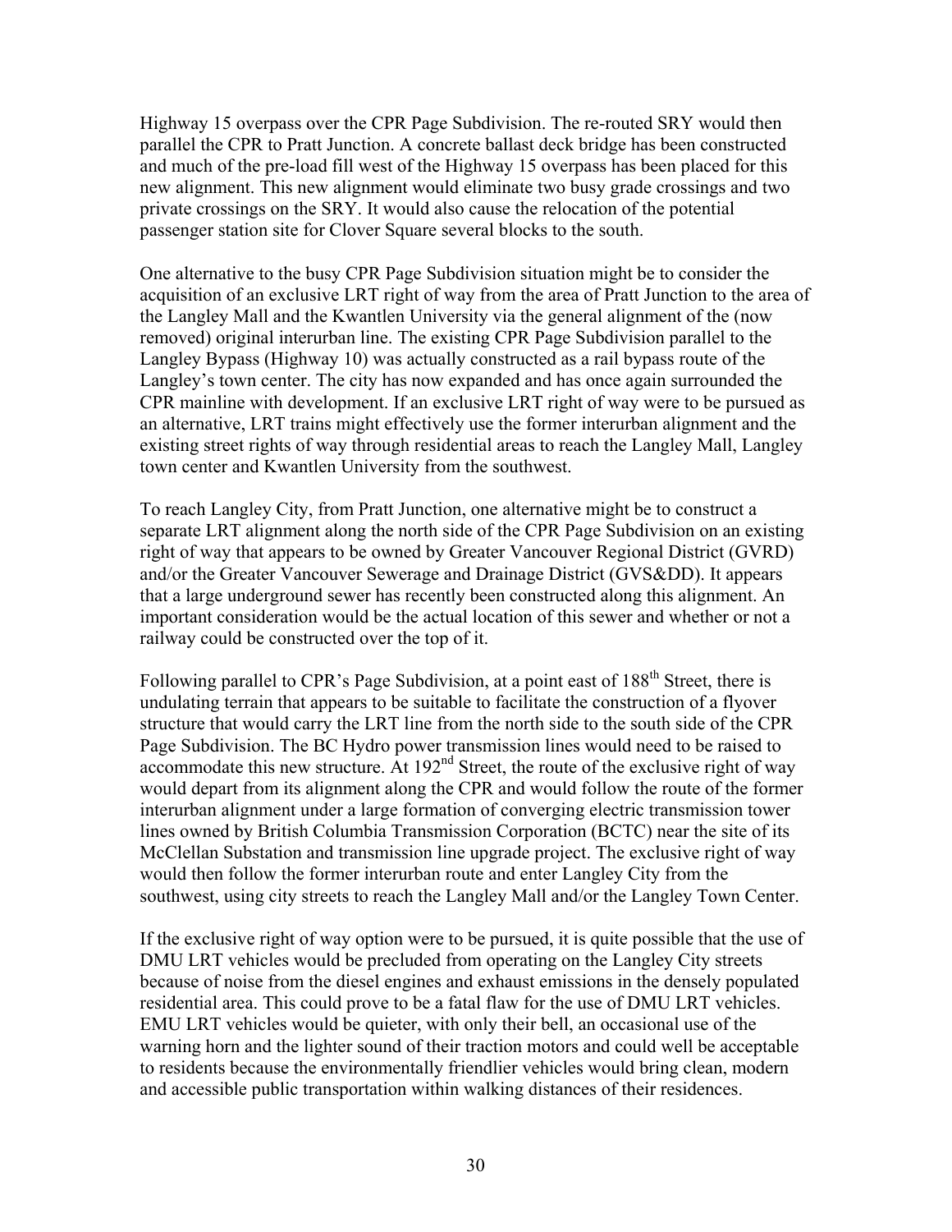Highway 15 overpass over the CPR Page Subdivision. The re-routed SRY would then parallel the CPR to Pratt Junction. A concrete ballast deck bridge has been constructed and much of the pre-load fill west of the Highway 15 overpass has been placed for this new alignment. This new alignment would eliminate two busy grade crossings and two private crossings on the SRY. It would also cause the relocation of the potential passenger station site for Clover Square several blocks to the south.

One alternative to the busy CPR Page Subdivision situation might be to consider the acquisition of an exclusive LRT right of way from the area of Pratt Junction to the area of the Langley Mall and the Kwantlen University via the general alignment of the (now removed) original interurban line. The existing CPR Page Subdivision parallel to the Langley Bypass (Highway 10) was actually constructed as a rail bypass route of the Langley's town center. The city has now expanded and has once again surrounded the CPR mainline with development. If an exclusive LRT right of way were to be pursued as an alternative, LRT trains might effectively use the former interurban alignment and the existing street rights of way through residential areas to reach the Langley Mall, Langley town center and Kwantlen University from the southwest.

To reach Langley City, from Pratt Junction, one alternative might be to construct a separate LRT alignment along the north side of the CPR Page Subdivision on an existing right of way that appears to be owned by Greater Vancouver Regional District (GVRD) and/or the Greater Vancouver Sewerage and Drainage District (GVS&DD). It appears that a large underground sewer has recently been constructed along this alignment. An important consideration would be the actual location of this sewer and whether or not a railway could be constructed over the top of it.

Following parallel to CPR's Page Subdivision, at a point east of 188th Street, there is undulating terrain that appears to be suitable to facilitate the construction of a flyover structure that would carry the LRT line from the north side to the south side of the CPR Page Subdivision. The BC Hydro power transmission lines would need to be raised to accommodate this new structure. At 192nd Street, the route of the exclusive right of way would depart from its alignment along the CPR and would follow the route of the former interurban alignment under a large formation of converging electric transmission tower lines owned by British Columbia Transmission Corporation (BCTC) near the site of its McClellan Substation and transmission line upgrade project. The exclusive right of way would then follow the former interurban route and enter Langley City from the southwest, using city streets to reach the Langley Mall and/or the Langley Town Center.

If the exclusive right of way option were to be pursued, it is quite possible that the use of DMU LRT vehicles would be precluded from operating on the Langley City streets because of noise from the diesel engines and exhaust emissions in the densely populated residential area. This could prove to be a fatal flaw for the use of DMU LRT vehicles. EMU LRT vehicles would be quieter, with only their bell, an occasional use of the warning horn and the lighter sound of their traction motors and could well be acceptable to residents because the environmentally friendlier vehicles would bring clean, modern and accessible public transportation within walking distances of their residences.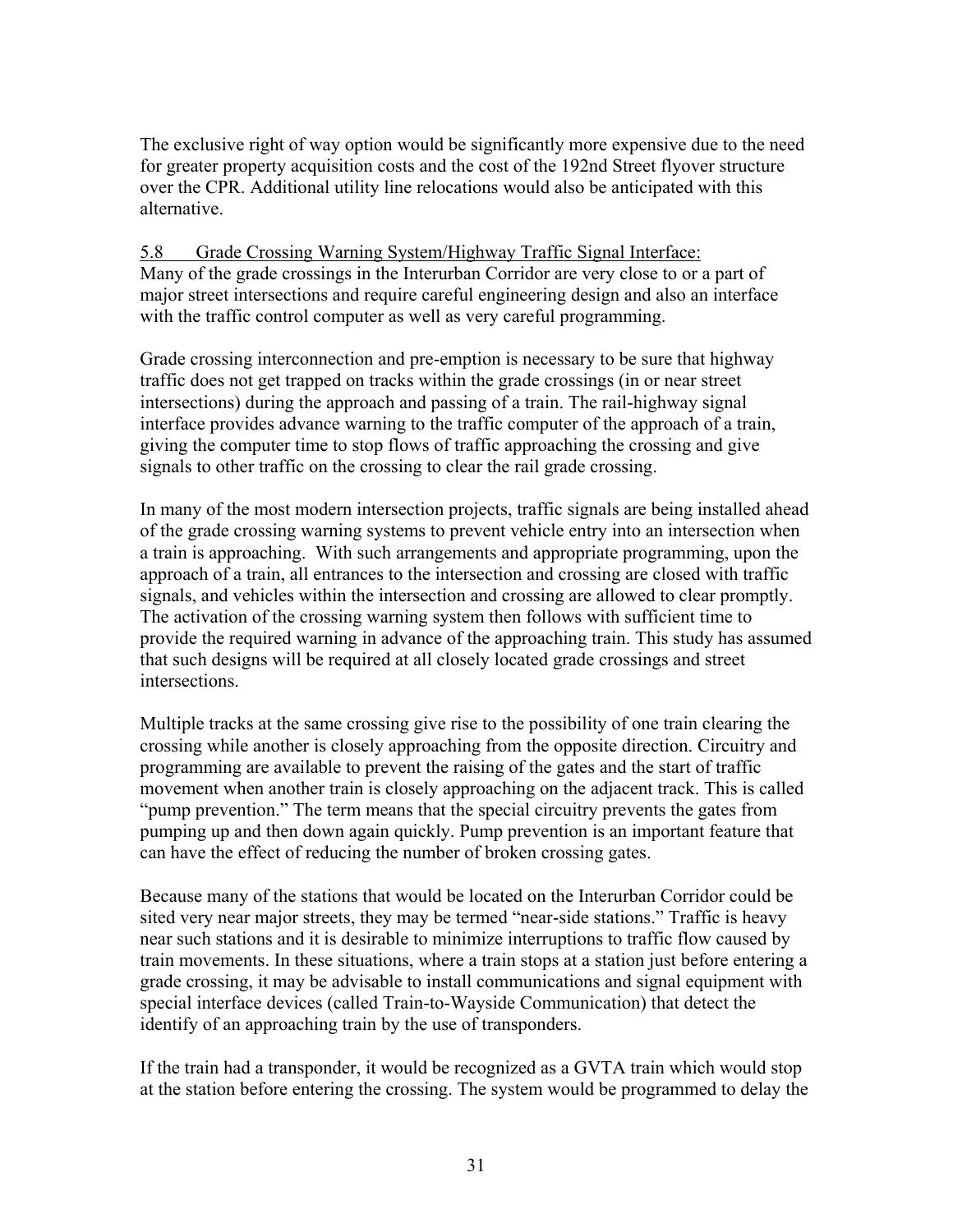The exclusive right of way option would be significantly more expensive due to the need for greater property acquisition costs and the cost of the 192nd Street flyover structure over the CPR. Additional utility line relocations would also be anticipated with this alternative.

## 5.8 Grade Crossing Warning System/Highway Traffic Signal Interface:

Many of the grade crossings in the Interurban Corridor are very close to or a part of major street intersections and require careful engineering design and also an interface with the traffic control computer as well as very careful programming.

Grade crossing interconnection and pre-emption is necessary to be sure that highway traffic does not get trapped on tracks within the grade crossings (in or near street intersections) during the approach and passing of a train. The rail-highway signal interface provides advance warning to the traffic computer of the approach of a train, giving the computer time to stop flows of traffic approaching the crossing and give signals to other traffic on the crossing to clear the rail grade crossing.

In many of the most modern intersection projects, traffic signals are being installed ahead of the grade crossing warning systems to prevent vehicle entry into an intersection when a train is approaching. With such arrangements and appropriate programming, upon the approach of a train, all entrances to the intersection and crossing are closed with traffic signals, and vehicles within the intersection and crossing are allowed to clear promptly. The activation of the crossing warning system then follows with sufficient time to provide the required warning in advance of the approaching train. This study has assumed that such designs will be required at all closely located grade crossings and street intersections.

Multiple tracks at the same crossing give rise to the possibility of one train clearing the crossing while another is closely approaching from the opposite direction. Circuitry and programming are available to prevent the raising of the gates and the start of traffic movement when another train is closely approaching on the adjacent track. This is called "pump prevention." The term means that the special circuitry prevents the gates from pumping up and then down again quickly. Pump prevention is an important feature that can have the effect of reducing the number of broken crossing gates.

Because many of the stations that would be located on the Interurban Corridor could be sited very near major streets, they may be termed "near-side stations." Traffic is heavy near such stations and it is desirable to minimize interruptions to traffic flow caused by train movements. In these situations, where a train stops at a station just before entering a grade crossing, it may be advisable to install communications and signal equipment with special interface devices (called Train-to-Wayside Communication) that detect the identify of an approaching train by the use of transponders.

If the train had a transponder, it would be recognized as a GVTA train which would stop at the station before entering the crossing. The system would be programmed to delay the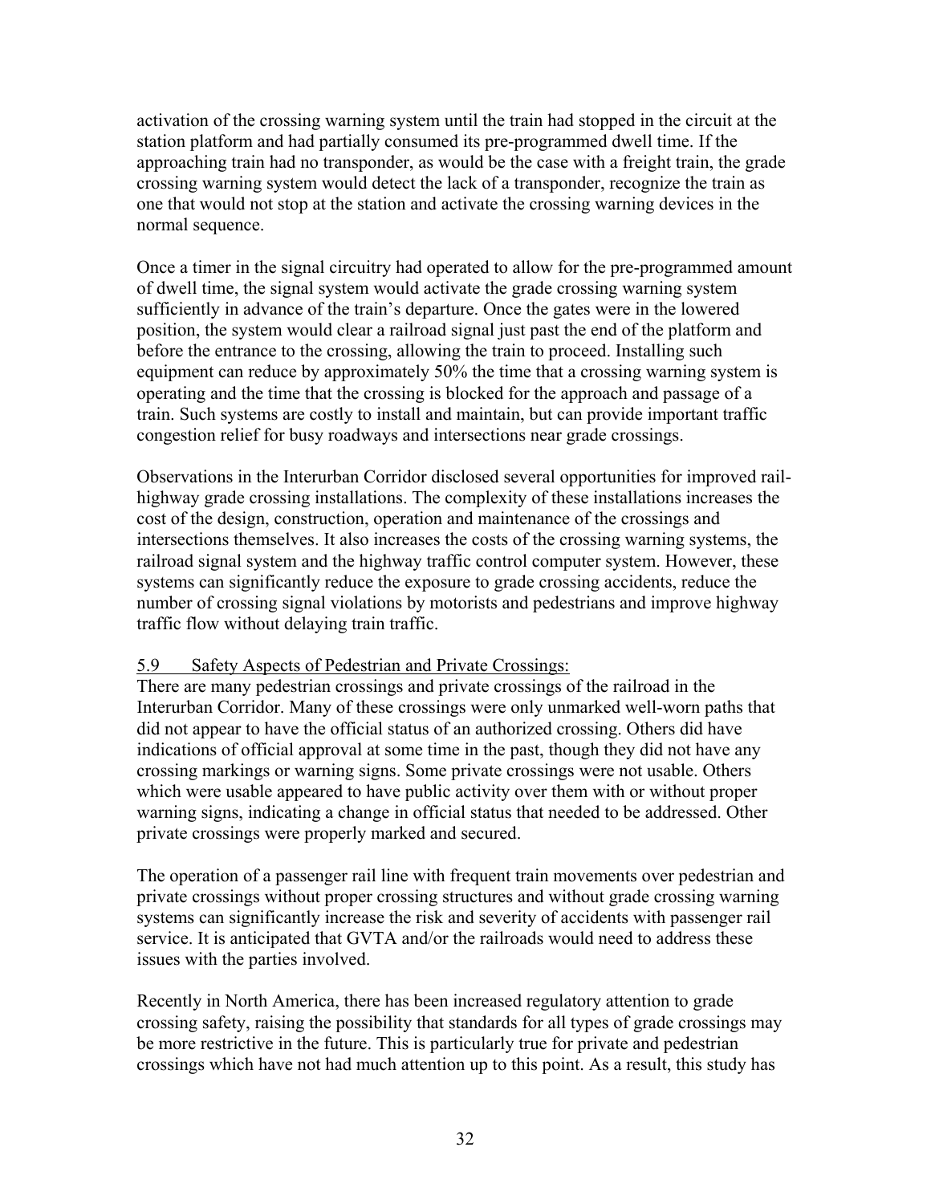activation of the crossing warning system until the train had stopped in the circuit at the station platform and had partially consumed its pre-programmed dwell time. If the approaching train had no transponder, as would be the case with a freight train, the grade crossing warning system would detect the lack of a transponder, recognize the train as one that would not stop at the station and activate the crossing warning devices in the normal sequence.

Once a timer in the signal circuitry had operated to allow for the pre-programmed amount of dwell time, the signal system would activate the grade crossing warning system sufficiently in advance of the train's departure. Once the gates were in the lowered position, the system would clear a railroad signal just past the end of the platform and before the entrance to the crossing, allowing the train to proceed. Installing such equipment can reduce by approximately 50% the time that a crossing warning system is operating and the time that the crossing is blocked for the approach and passage of a train. Such systems are costly to install and maintain, but can provide important traffic congestion relief for busy roadways and intersections near grade crossings.

Observations in the Interurban Corridor disclosed several opportunities for improved rail-highway grade crossing installations. The complexity of these installations increases the cost of the design, construction, operation and maintenance of the crossings and intersections themselves. It also increases the costs of the crossing warning systems, the railroad signal system and the highway traffic control computer system. However, these systems can significantly reduce the exposure to grade crossing accidents, reduce the number of crossing signal violations by motorists and pedestrians and improve highway traffic flow without delaying train traffic.

## 5.9 Safety Aspects of Pedestrian and Private Crossings:

There are many pedestrian crossings and private crossings of the railroad in the Interurban Corridor. Many of these crossings were only unmarked well-worn paths that did not appear to have the official status of an authorized crossing. Others did have indications of official approval at some time in the past, though they did not have any crossing markings or warning signs. Some private crossings were not usable. Others which were usable appeared to have public activity over them with or without proper warning signs, indicating a change in official status that needed to be addressed. Other private crossings were properly marked and secured.

The operation of a passenger rail line with frequent train movements over pedestrian and private crossings without proper crossing structures and without grade crossing warning systems can significantly increase the risk and severity of accidents with passenger rail service. It is anticipated that GVTA and/or the railroads would need to address these issues with the parties involved.

Recently in North America, there has been increased regulatory attention to grade crossing safety, raising the possibility that standards for all types of grade crossings may be more restrictive in the future. This is particularly true for private and pedestrian crossings which have not had much attention up to this point. As a result, this study has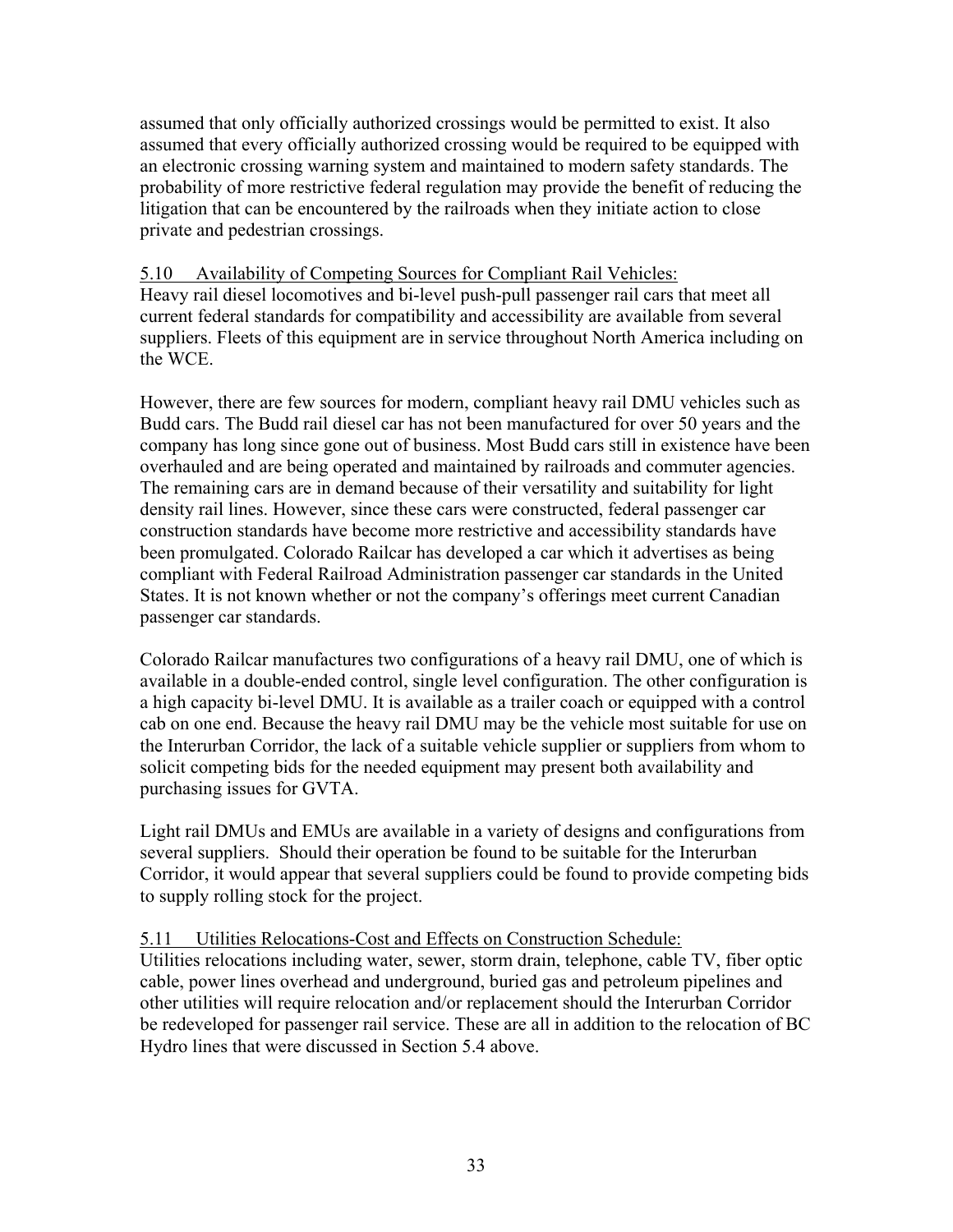assumed that only officially authorized crossings would be permitted to exist. It also assumed that every officially authorized crossing would be required to be equipped with an electronic crossing warning system and maintained to modern safety standards. The probability of more restrictive federal regulation may provide the benefit of reducing the litigation that can be encountered by the railroads when they initiate action to close private and pedestrian crossings.

5.10 Availability of Competing Sources for Compliant Rail Vehicles:

Heavy rail diesel locomotives and bi-level push-pull passenger rail cars that meet all current federal standards for compatibility and accessibility are available from several suppliers. Fleets of this equipment are in service throughout North America including on the WCE.

However, there are few sources for modern, compliant heavy rail DMU vehicles such as Budd cars. The Budd rail diesel car has not been manufactured for over 50 years and the company has long since gone out of business. Most Budd cars still in existence have been overhauled and are being operated and maintained by railroads and commuter agencies. The remaining cars are in demand because of their versatility and suitability for light density rail lines. However, since these cars were constructed, federal passenger car construction standards have become more restrictive and accessibility standards have been promulgated. Colorado Railcar has developed a car which it advertises as being compliant with Federal Railroad Administration passenger car standards in the United States. It is not known whether or not the company's offerings meet current Canadian passenger car standards.

Colorado Railcar manufactures two configurations of a heavy rail DMU, one of which is available in a double-ended control, single level configuration. The other configuration is a high capacity bi-level DMU. It is available as a trailer coach or equipped with a control cab on one end. Because the heavy rail DMU may be the vehicle most suitable for use on the Interurban Corridor, the lack of a suitable vehicle supplier or suppliers from whom to solicit competing bids for the needed equipment may present both availability and purchasing issues for GVTA.

Light rail DMUs and EMUs are available in a variety of designs and configurations from several suppliers. Should their operation be found to be suitable for the Interurban Corridor, it would appear that several suppliers could be found to provide competing bids to supply rolling stock for the project.

5.11 Utilities Relocations-Cost and Effects on Construction Schedule:

Utilities relocations including water, sewer, storm drain, telephone, cable TV, fiber optic cable, power lines overhead and underground, buried gas and petroleum pipelines and other utilities will require relocation and/or replacement should the Interurban Corridor be redeveloped for passenger rail service. These are all in addition to the relocation of BC Hydro lines that were discussed in Section 5.4 above.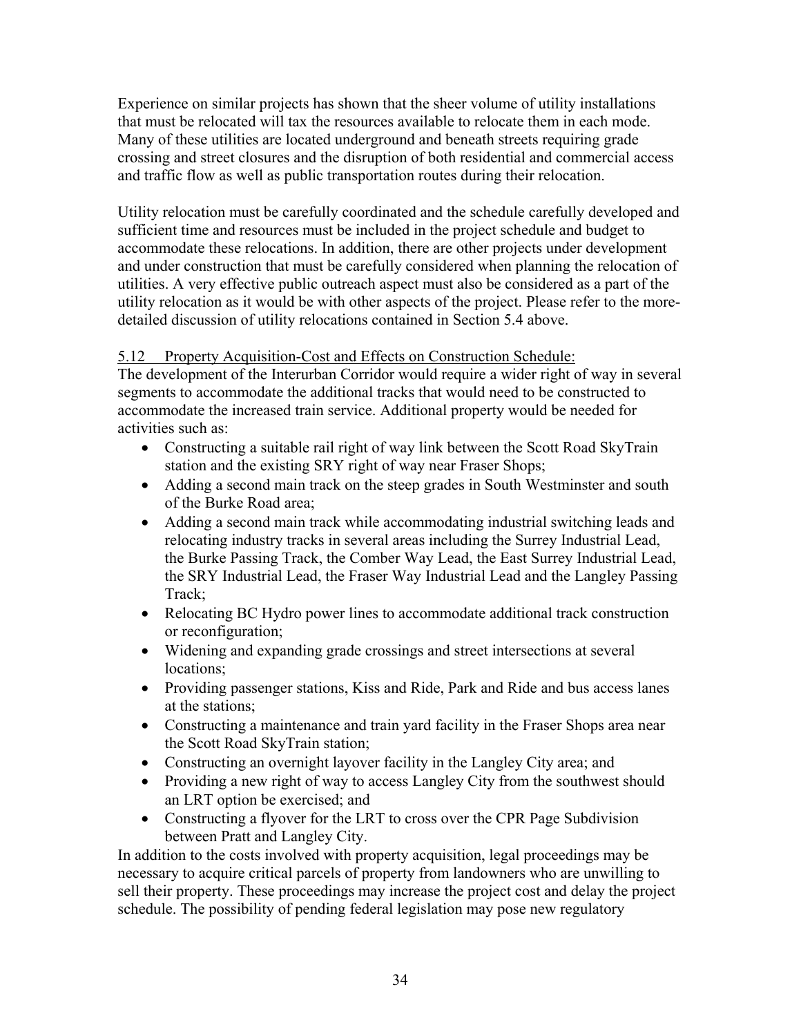Experience on similar projects has shown that the sheer volume of utility installations that must be relocated will tax the resources available to relocate them in each mode. Many of these utilities are located underground and beneath streets requiring grade crossing and street closures and the disruption of both residential and commercial access and traffic flow as well as public transportation routes during their relocation.

Utility relocation must be carefully coordinated and the schedule carefully developed and sufficient time and resources must be included in the project schedule and budget to accommodate these relocations. In addition, there are other projects under development and under construction that must be carefully considered when planning the relocation of utilities. A very effective public outreach aspect must also be considered as a part of the utility relocation as it would be with other aspects of the project. Please refer to the more-detailed discussion of utility relocations contained in Section 5.4 above.

5.12 Property Acquisition-Cost and Effects on Construction Schedule:

The development of the Interurban Corridor would require a wider right of way in several segments to accommodate the additional tracks that would need to be constructed to accommodate the increased train service. Additional property would be needed for activities such as:

- Constructing a suitable rail right of way link between the Scott Road SkyTrain station and the existing SRY right of way near Fraser Shops;
- Adding a second main track on the steep grades in South Westminster and south of the Burke Road area;
- Adding a second main track while accommodating industrial switching leads and relocating industry tracks in several areas including the Surrey Industrial Lead, the Burke Passing Track, the Comber Way Lead, the East Surrey Industrial Lead, the SRY Industrial Lead, the Fraser Way Industrial Lead and the Langley Passing Track;
- Relocating BC Hydro power lines to accommodate additional track construction or reconfiguration;
- Widening and expanding grade crossings and street intersections at several locations;
- Providing passenger stations, Kiss and Ride, Park and Ride and bus access lanes at the stations;
- Constructing a maintenance and train yard facility in the Fraser Shops area near the Scott Road SkyTrain station;
- Constructing an overnight layover facility in the Langley City area; and
- Providing a new right of way to access Langley City from the southwest should an LRT option be exercised; and
- Constructing a flyover for the LRT to cross over the CPR Page Subdivision between Pratt and Langley City.

In addition to the costs involved with property acquisition, legal proceedings may be necessary to acquire critical parcels of property from landowners who are unwilling to sell their property. These proceedings may increase the project cost and delay the project schedule. The possibility of pending federal legislation may pose new regulatory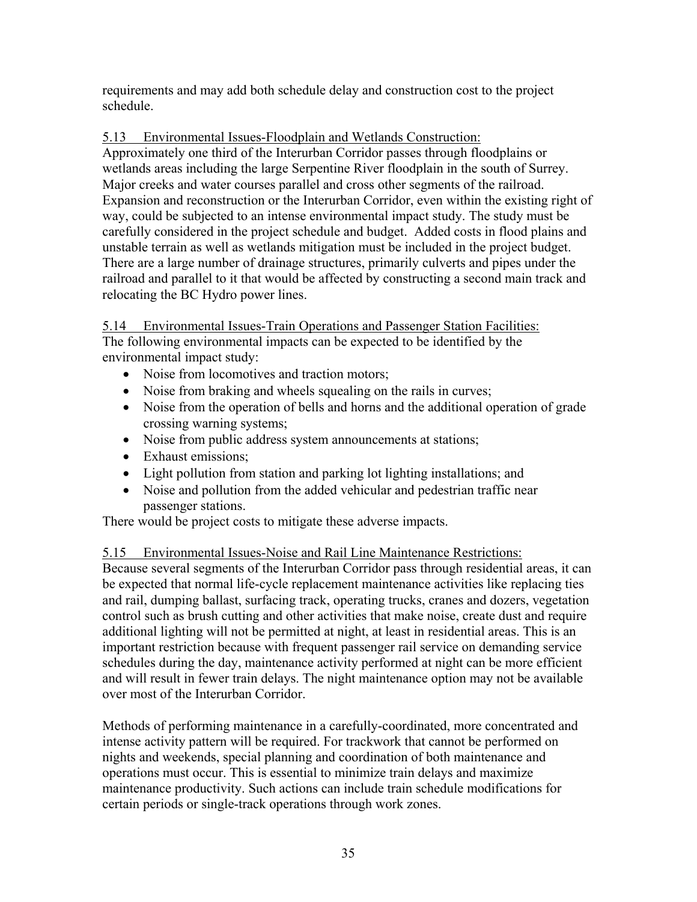requirements and may add both schedule delay and construction cost to the project schedule.

### 5.13 Environmental Issues-Floodplain and Wetlands Construction:

Approximately one third of the Interurban Corridor passes through floodplains or wetlands areas including the large Serpentine River floodplain in the south of Surrey. Major creeks and water courses parallel and cross other segments of the railroad. Expansion and reconstruction or the Interurban Corridor, even within the existing right of way, could be subjected to an intense environmental impact study. The study must be carefully considered in the project schedule and budget. Added costs in flood plains and unstable terrain as well as wetlands mitigation must be included in the project budget. There are a large number of drainage structures, primarily culverts and pipes under the railroad and parallel to it that would be affected by constructing a second main track and relocating the BC Hydro power lines.

### 5.14 Environmental Issues-Train Operations and Passenger Station Facilities:

The following environmental impacts can be expected to be identified by the environmental impact study:

- Noise from locomotives and traction motors;
- Noise from braking and wheels squealing on the rails in curves;
- Noise from the operation of bells and horns and the additional operation of grade crossing warning systems;
- Noise from public address system announcements at stations;
- Exhaust emissions;
- Light pollution from station and parking lot lighting installations; and
- Noise and pollution from the added vehicular and pedestrian traffic near passenger stations.

There would be project costs to mitigate these adverse impacts.

### 5.15 Environmental Issues-Noise and Rail Line Maintenance Restrictions:

Because several segments of the Interurban Corridor pass through residential areas, it can be expected that normal life-cycle replacement maintenance activities like replacing ties and rail, dumping ballast, surfacing track, operating trucks, cranes and dozers, vegetation control such as brush cutting and other activities that make noise, create dust and require additional lighting will not be permitted at night, at least in residential areas. This is an important restriction because with frequent passenger rail service on demanding service schedules during the day, maintenance activity performed at night can be more efficient and will result in fewer train delays. The night maintenance option may not be available over most of the Interurban Corridor.

Methods of performing maintenance in a carefully-coordinated, more concentrated and intense activity pattern will be required. For trackwork that cannot be performed on nights and weekends, special planning and coordination of both maintenance and operations must occur. This is essential to minimize train delays and maximize maintenance productivity. Such actions can include train schedule modifications for certain periods or single-track operations through work zones.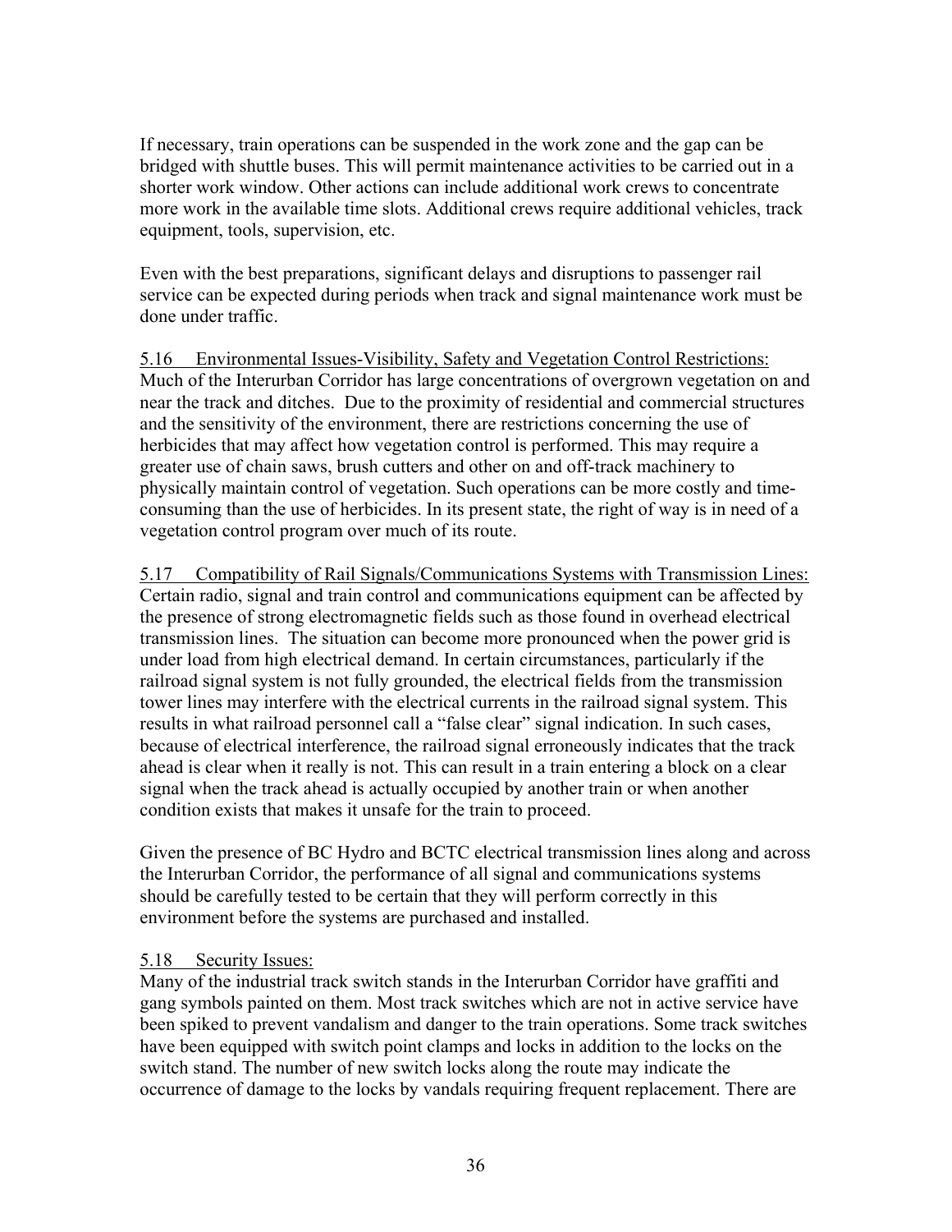If necessary, train operations can be suspended in the work zone and the gap can be bridged with shuttle buses. This will permit maintenance activities to be carried out in a shorter work window. Other actions can include additional work crews to concentrate more work in the available time slots. Additional crews require additional vehicles, track equipment, tools, supervision, etc.

Even with the best preparations, significant delays and disruptions to passenger rail service can be expected during periods when track and signal maintenance work must be done under traffic.

5.16 Environmental Issues-Visibility, Safety and Vegetation Control Restrictions:
Much of the Interurban Corridor has large concentrations of overgrown vegetation on and near the track and ditches. Due to the proximity of residential and commercial structures and the sensitivity of the environment, there are restrictions concerning the use of herbicides that may affect how vegetation control is performed. This may require a greater use of chain saws, brush cutters and other on and off-track machinery to physically maintain control of vegetation. Such operations can be more costly and time-consuming than the use of herbicides. In its present state, the right of way is in need of a vegetation control program over much of its route.

5.17 Compatibility of Rail Signals/Communications Systems with Transmission Lines:
Certain radio, signal and train control and communications equipment can be affected by the presence of strong electromagnetic fields such as those found in overhead electrical transmission lines. The situation can become more pronounced when the power grid is under load from high electrical demand. In certain circumstances, particularly if the railroad signal system is not fully grounded, the electrical fields from the transmission tower lines may interfere with the electrical currents in the railroad signal system. This results in what railroad personnel call a "false clear" signal indication. In such cases, because of electrical interference, the railroad signal erroneously indicates that the track ahead is clear when it really is not. This can result in a train entering a block on a clear signal when the track ahead is actually occupied by another train or when another condition exists that makes it unsafe for the train to proceed.

Given the presence of BC Hydro and BCTC electrical transmission lines along and across the Interurban Corridor, the performance of all signal and communications systems should be carefully tested to be certain that they will perform correctly in this environment before the systems are purchased and installed.

5.18 Security Issues:
Many of the industrial track switch stands in the Interurban Corridor have graffiti and gang symbols painted on them. Most track switches which are not in active service have been spiked to prevent vandalism and danger to the train operations. Some track switches have been equipped with switch point clamps and locks in addition to the locks on the switch stand. The number of new switch locks along the route may indicate the occurrence of damage to the locks by vandals requiring frequent replacement. There are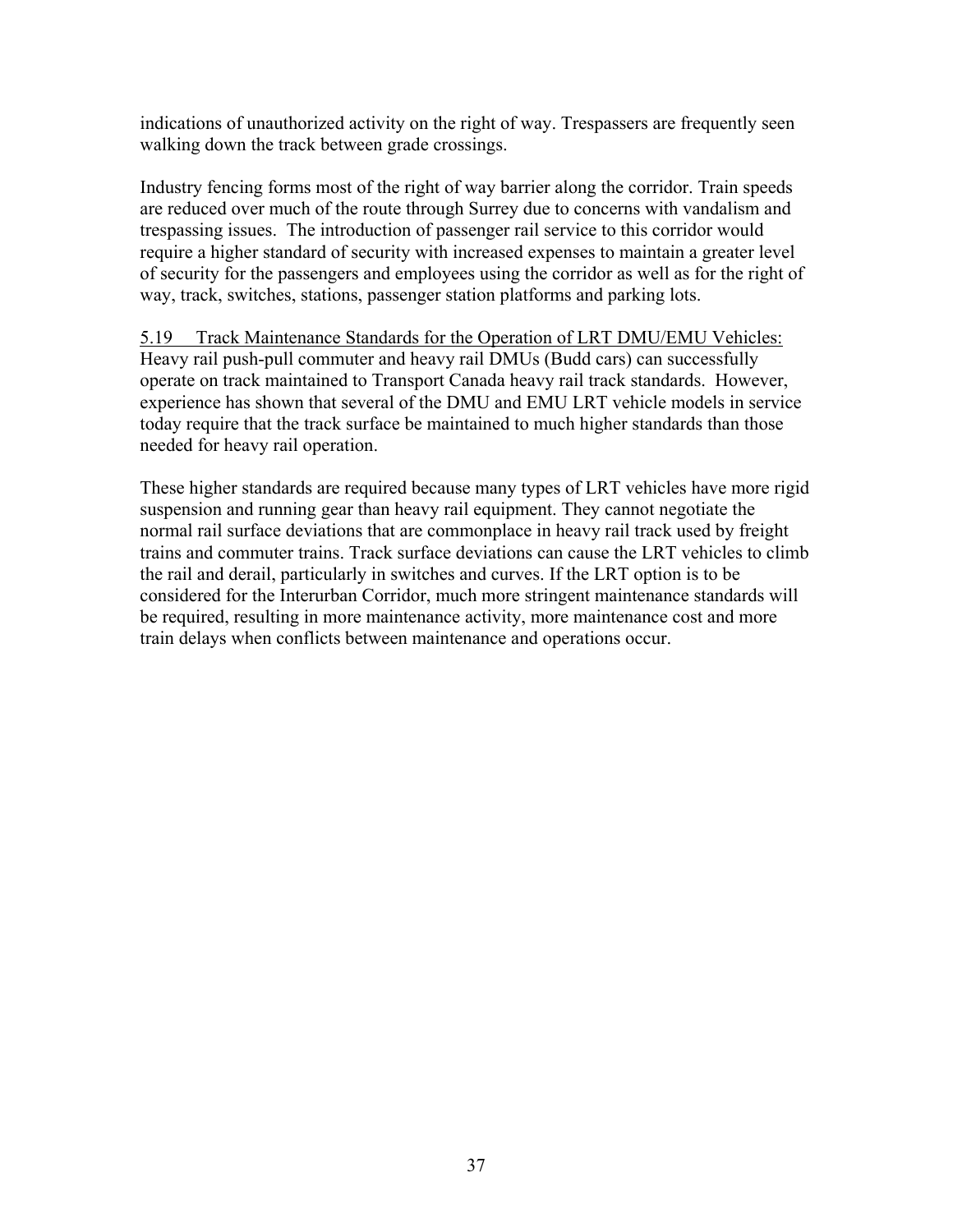indications of unauthorized activity on the right of way. Trespassers are frequently seen walking down the track between grade crossings.

Industry fencing forms most of the right of way barrier along the corridor. Train speeds are reduced over much of the route through Surrey due to concerns with vandalism and trespassing issues. The introduction of passenger rail service to this corridor would require a higher standard of security with increased expenses to maintain a greater level of security for the passengers and employees using the corridor as well as for the right of way, track, switches, stations, passenger station platforms and parking lots.

<u>5.19 Track Maintenance Standards for the Operation of LRT DMU/EMU Vehicles:</u>
Heavy rail push-pull commuter and heavy rail DMUs (Budd cars) can successfully operate on track maintained to Transport Canada heavy rail track standards. However, experience has shown that several of the DMU and EMU LRT vehicle models in service today require that the track surface be maintained to much higher standards than those needed for heavy rail operation.

These higher standards are required because many types of LRT vehicles have more rigid suspension and running gear than heavy rail equipment. They cannot negotiate the normal rail surface deviations that are commonplace in heavy rail track used by freight trains and commuter trains. Track surface deviations can cause the LRT vehicles to climb the rail and derail, particularly in switches and curves. If the LRT option is to be considered for the Interurban Corridor, much more stringent maintenance standards will be required, resulting in more maintenance activity, more maintenance cost and more train delays when conflicts between maintenance and operations occur.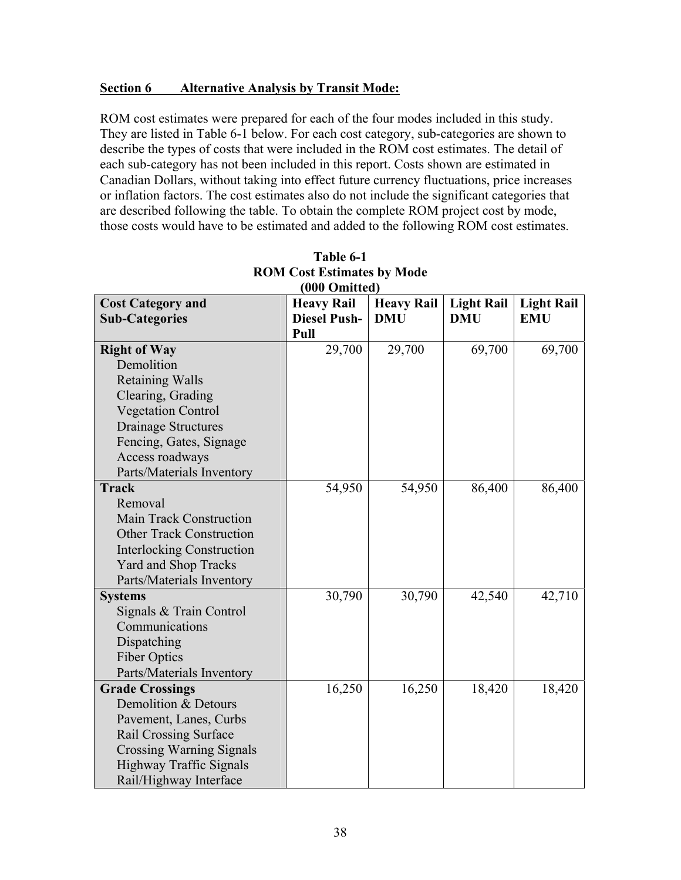## Section 6 Alternative Analysis by Transit Mode:

ROM cost estimates were prepared for each of the four modes included in this study. They are listed in Table 6-1 below. For each cost category, sub-categories are shown to describe the types of costs that were included in the ROM cost estimates. The detail of each sub-category has not been included in this report. Costs shown are estimated in Canadian Dollars, without taking into effect future currency fluctuations, price increases or inflation factors. The cost estimates also do not include the significant categories that are described following the table. To obtain the complete ROM project cost by mode, those costs would have to be estimated and added to the following ROM cost estimates.

**Table 6-1**
**ROM Cost Estimates by Mode**
**(000 Omitted)**

| Cost Category and Sub-Categories | Heavy Rail Diesel Push-Pull | Heavy Rail DMU | Light Rail DMU | Light Rail EMU |
|---|---|---|---|---|
| **Right of Way**<br>Demolition<br>Retaining Walls<br>Clearing, Grading<br>Vegetation Control<br>Drainage Structures<br>Fencing, Gates, Signage<br>Access roadways<br>Parts/Materials Inventory | 29,700 | 29,700 | 69,700 | 69,700 |
| **Track**<br>Removal<br>Main Track Construction<br>Other Track Construction<br>Interlocking Construction<br>Yard and Shop Tracks<br>Parts/Materials Inventory | 54,950 | 54,950 | 86,400 | 86,400 |
| **Systems**<br>Signals & Train Control<br>Communications<br>Dispatching<br>Fiber Optics<br>Parts/Materials Inventory | 30,790 | 30,790 | 42,540 | 42,710 |
| **Grade Crossings**<br>Demolition & Detours<br>Pavement, Lanes, Curbs<br>Rail Crossing Surface<br>Crossing Warning Signals<br>Highway Traffic Signals<br>Rail/Highway Interface | 16,250 | 16,250 | 18,420 | 18,420 |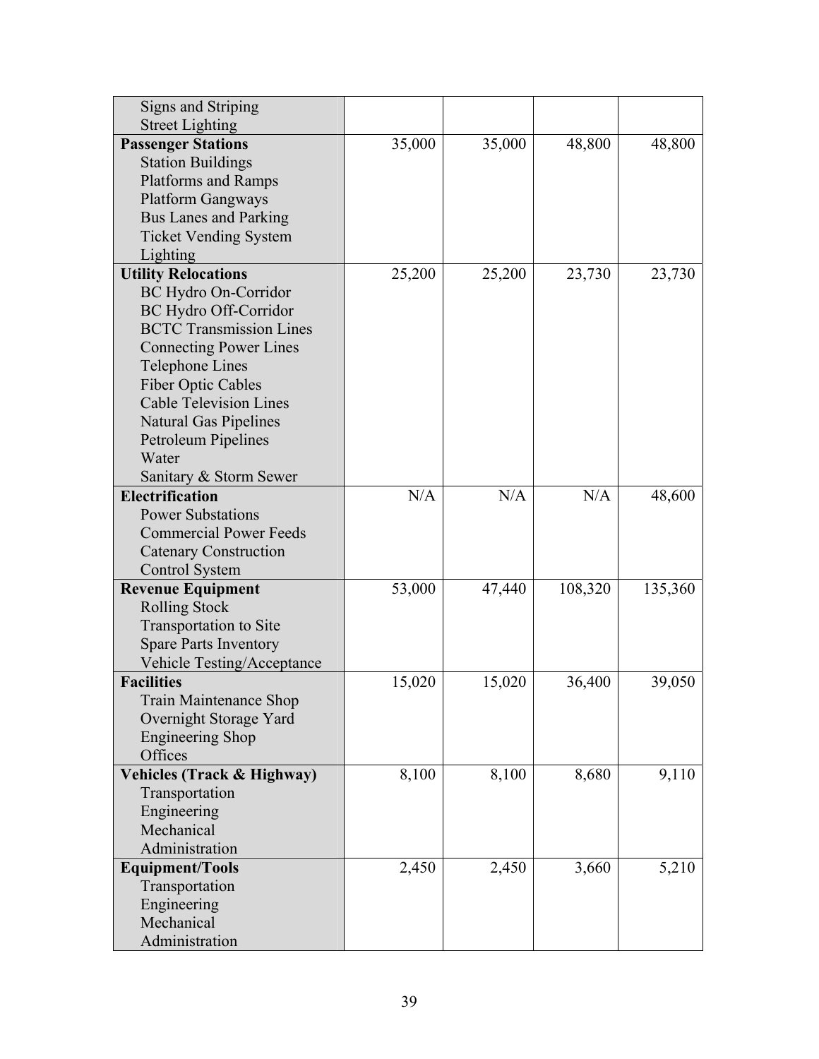| | | | | |
|---|---|---|---|---|
| Signs and Striping<br>Street Lighting | | | | |
| **Passenger Stations**<br>Station Buildings<br>Platforms and Ramps<br>Platform Gangways<br>Bus Lanes and Parking<br>Ticket Vending System<br>Lighting | 35,000 | 35,000 | 48,800 | 48,800 |
| **Utility Relocations**<br>BC Hydro On-Corridor<br>BC Hydro Off-Corridor<br>BCTC Transmission Lines<br>Connecting Power Lines<br>Telephone Lines<br>Fiber Optic Cables<br>Cable Television Lines<br>Natural Gas Pipelines<br>Petroleum Pipelines<br>Water<br>Sanitary & Storm Sewer | 25,200 | 25,200 | 23,730 | 23,730 |
| **Electrification**<br>Power Substations<br>Commercial Power Feeds<br>Catenary Construction<br>Control System | N/A | N/A | N/A | 48,600 |
| **Revenue Equipment**<br>Rolling Stock<br>Transportation to Site<br>Spare Parts Inventory<br>Vehicle Testing/Acceptance | 53,000 | 47,440 | 108,320 | 135,360 |
| **Facilities**<br>Train Maintenance Shop<br>Overnight Storage Yard<br>Engineering Shop<br>Offices | 15,020 | 15,020 | 36,400 | 39,050 |
| **Vehicles (Track & Highway)**<br>Transportation<br>Engineering<br>Mechanical<br>Administration | 8,100 | 8,100 | 8,680 | 9,110 |
| **Equipment/Tools**<br>Transportation<br>Engineering<br>Mechanical<br>Administration | 2,450 | 2,450 | 3,660 | 5,210 |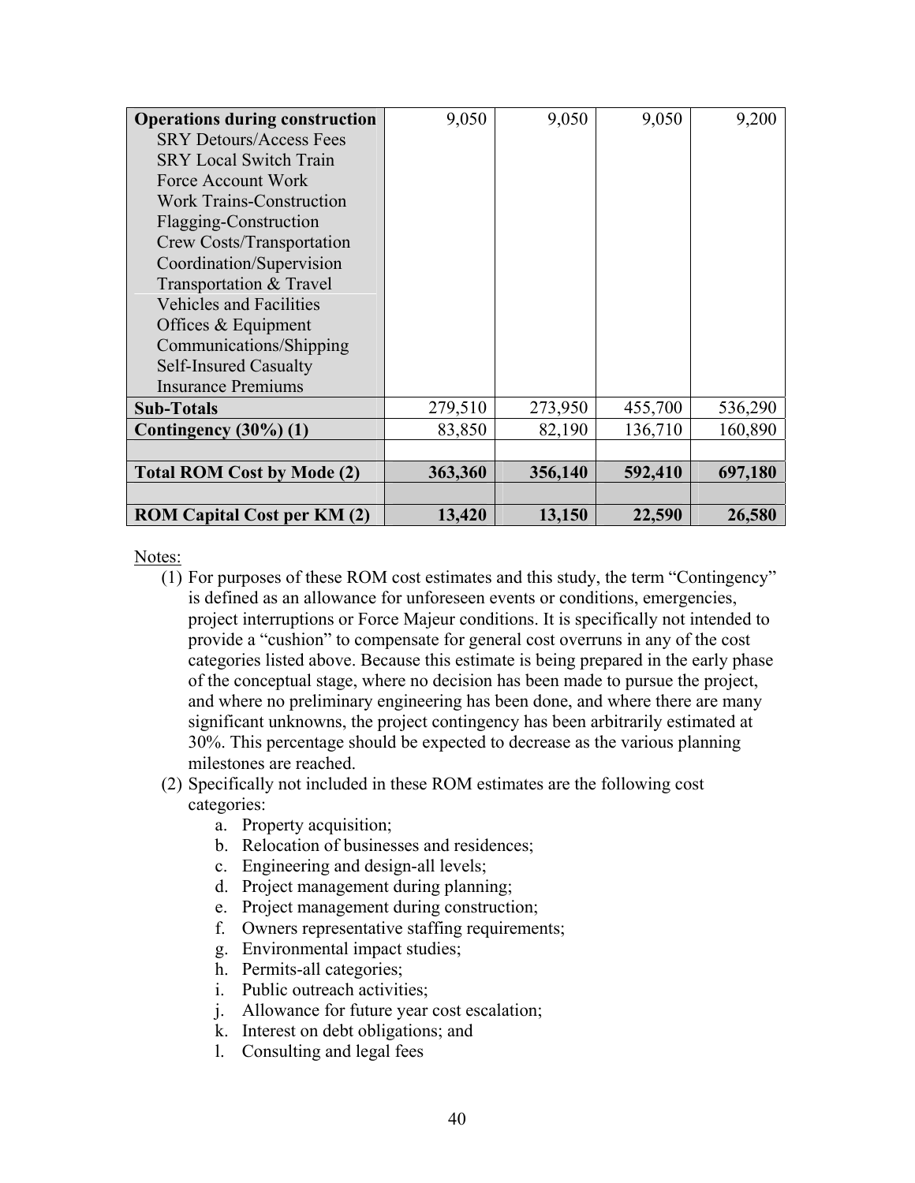| Operations during construction | 9,050 | 9,050 | 9,050 | 9,200 |
|---|---|---|---|---|
| SRY Detours/Access Fees<br>SRY Local Switch Train<br>Force Account Work<br>Work Trains-Construction<br>Flagging-Construction<br>Crew Costs/Transportation<br>Coordination/Supervision<br>Transportation & Travel<br>Vehicles and Facilities<br>Offices & Equipment<br>Communications/Shipping<br>Self-Insured Casualty<br>Insurance Premiums | | | | |
| **Sub-Totals** | 279,510 | 273,950 | 455,700 | 536,290 |
| **Contingency (30%) (1)** | 83,850 | 82,190 | 136,710 | 160,890 |
| | | | | |
| **Total ROM Cost by Mode (2)** | **363,360** | **356,140** | **592,410** | **697,180** |
| | | | | |
| **ROM Capital Cost per KM (2)** | **13,420** | **13,150** | **22,590** | **26,580** |

Notes:

(1) For purposes of these ROM cost estimates and this study, the term “Contingency” is defined as an allowance for unforeseen events or conditions, emergencies, project interruptions or Force Majeur conditions. It is specifically not intended to provide a “cushion” to compensate for general cost overruns in any of the cost categories listed above. Because this estimate is being prepared in the early phase of the conceptual stage, where no decision has been made to pursue the project, and where no preliminary engineering has been done, and where there are many significant unknowns, the project contingency has been arbitrarily estimated at 30%. This percentage should be expected to decrease as the various planning milestones are reached.

(2) Specifically not included in these ROM estimates are the following cost categories:

   a. Property acquisition;
   b. Relocation of businesses and residences;
   c. Engineering and design-all levels;
   d. Project management during planning;
   e. Project management during construction;
   f. Owners representative staffing requirements;
   g. Environmental impact studies;
   h. Permits-all categories;
   i. Public outreach activities;
   j. Allowance for future year cost escalation;
   k. Interest on debt obligations; and
   l. Consulting and legal fees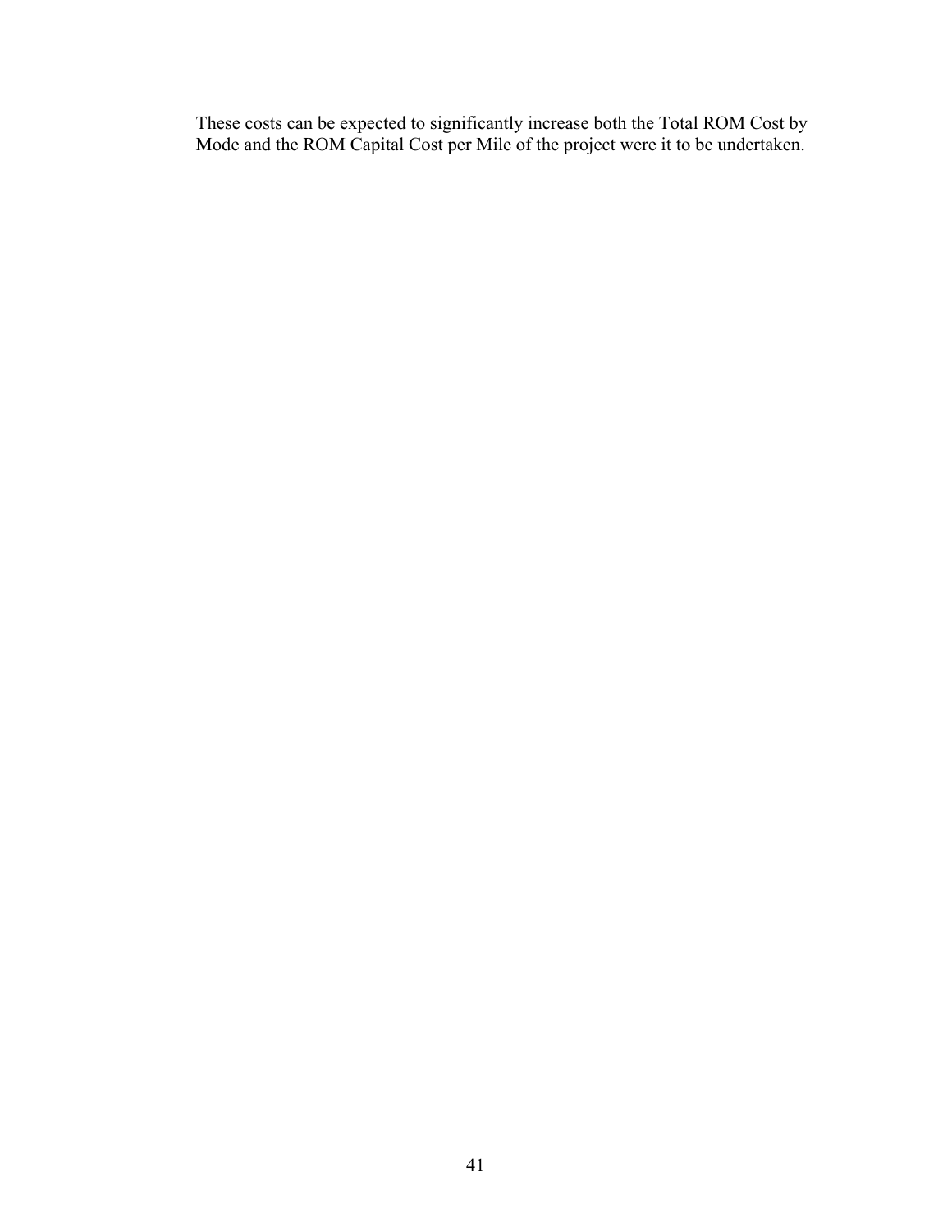These costs can be expected to significantly increase both the Total ROM Cost by Mode and the ROM Capital Cost per Mile of the project were it to be undertaken.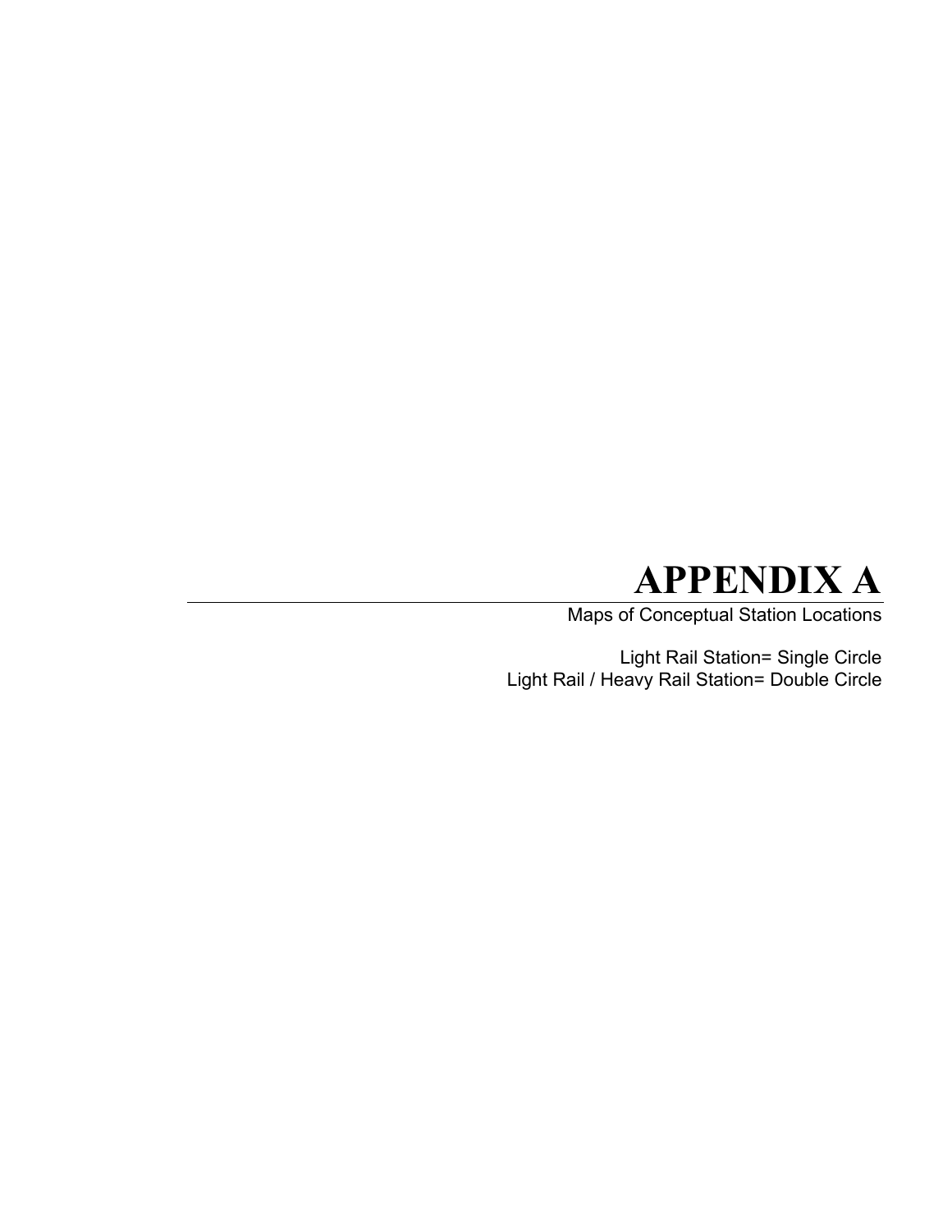# APPENDIX A

Maps of Conceptual Station Locations

Light Rail Station= Single Circle
Light Rail / Heavy Rail Station= Double Circle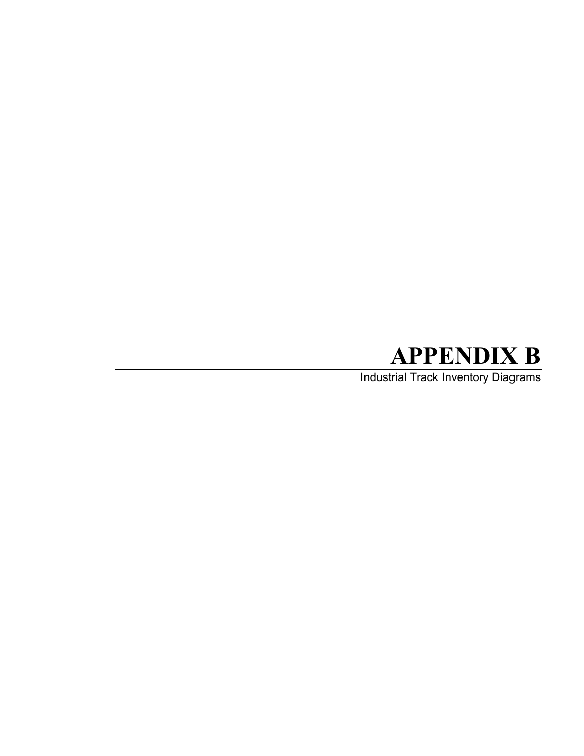# APPENDIX B

Industrial Track Inventory Diagrams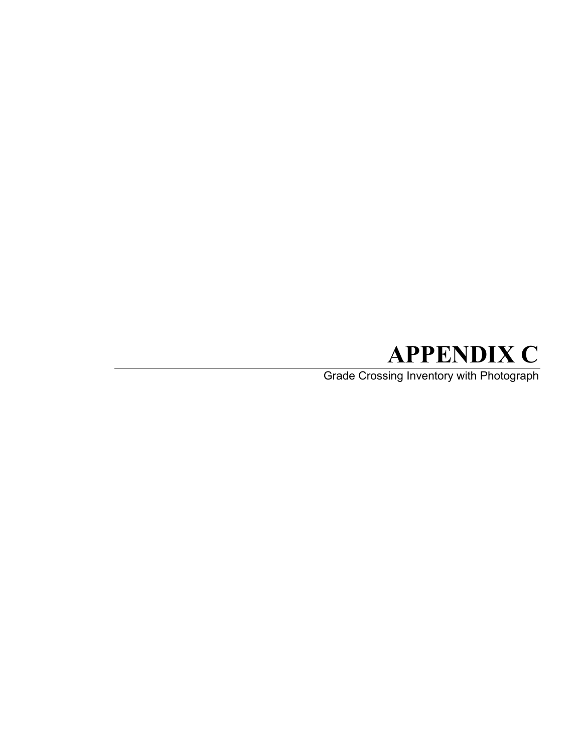# APPENDIX C

Grade Crossing Inventory with Photograph